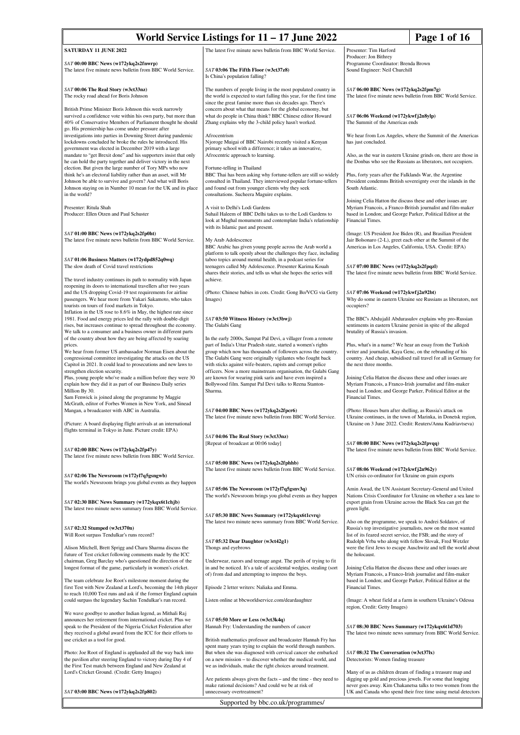# World Service Listings for 11 – 17 June 2022

## SATURDAY 11 JUNE 2022

*SAT* **00:00 BBC News (w172ykq2s2fnwrp)**
The latest five minute news bulletin from BBC World Service.

*SAT* **00:06 The Real Story (w3ct33nz)**
The rocky road ahead for Boris Johnson

British Prime Minister Boris Johnson this week narrowly survived a confidence vote within his own party, but more than 40% of Conservative Members of Parliament thought he should go. His premiership has come under pressure after investigations into parties in Downing Street during pandemic lockdowns concluded he broke the rules he introduced. His government was elected in December 2019 with a large mandate to "get Brexit done" and his supporters insist that only he can hold the party together and deliver victory in the next election. But given the large number of Tory MPs who now think he's an electoral liability rather than an asset, will Mr Johnson be able to survive and govern? And what will Boris Johnson staying on in Number 10 mean for the UK and its place in the world?

Presenter: Ritula Shah
Producer: Ellen Otzen and Paul Schuster

*SAT* **01:00 BBC News (w172ykq2s2fp0ht)**
The latest five minute news bulletin from BBC World Service.

*SAT* **01:06 Business Matters (w172ydpd852q0wq)**
The slow death of Covid travel restrictions

The travel industry continues its path to normality with Japan reopening its doors to international travellers after two years and the US dropping Covid-19 test requirements for airline passengers. We hear more from Yukari Sakamoto, who takes tourists on tours of food markets in Tokyo.
Inflation in the US rose to 8.6% in May, the highest rate since 1981. Food and energy prices led the rally with double-digit rises, but increases continue to spread throughout the economy. We talk to a consumer and a business owner in different parts of the country about how they are being affected by soaring prices.
We hear from former US ambassador Norman Eisen about the congressional committee investigating the attacks on the US Capitol in 2021. It could lead to prosecutions and new laws to strengthen election security.
Plus, young people who've made a million before they were 30 explain how they did it as part of our Business Daily series Million By 30.
Sam Fenwick is joined along the programme by Maggie McGrath, editor of Forbes Women in New York, and Sinead Mangan, a broadcaster with ABC in Australia.

(Picture: A board displaying flight arrivals at an international flights terminal in Tokyo in June. Picture credit: EPA)

*SAT* **02:00 BBC News (w172ykq2s2fp47y)**
The latest five minute news bulletin from BBC World Service.

*SAT* **02:06 The Newsroom (w172yl7q5gsngwb)**
The world's Newsroom brings you global events as they happen

*SAT* **02:30 BBC News Summary (w172ykqx6t1chjb)**
The latest two minute news summary from BBC World Service.

*SAT* **02:32 Stumped (w3ct370n)**
Will Root surpass Tendulkar's runs record?

Alison Mitchell, Brett Sprigg and Charu Sharma discuss the future of Test cricket following comments made by the ICC chairman, Greg Barclay who's questioned the direction of the longest format of the game, particularly in women's cricket.

The team celebrate Joe Root's milestone moment during the first Test with New Zealand at Lord's, becoming the 14th player to reach 10,000 Test runs and ask if the former England captain could surpass the legendary Sachin Tendulkar's run record.

We wave goodbye to another Indian legend, as Mithali Raj announces her retirement from international cricket. Plus we speak to the President of the Nigeria Cricket Federation after they received a global award from the ICC for their efforts to use cricket as a tool for good.

Photo: Joe Root of England is applauded all the way back into the pavilion after steering England to victory during Day 4 of the First Test match between England and New Zealand at Lord's Cricket Ground. (Credit: Getty Images)

*SAT* **03:00 BBC News (w172ykq2s2fp802)**
The latest five minute news bulletin from BBC World Service.

*SAT* **03:06 The Fifth Floor (w3ct37z8)**
Is China's population falling?

The numbers of people living in the most populated country in the world is expected to start falling this year, for the first time since the great famine more than six decades ago. There's concern about what that means for the global economy, but what do people in China think? BBC Chinese editor Howard Zhang explains why the 3-child policy hasn't worked.

Afrocentrism
Njoroge Muigai of BBC Nairobi recently visited a Kenyan primary school with a difference; it takes an innovative, Afrocentric approach to learning.

Fortune-telling in Thailand
BBC Thai has been asking why fortune-tellers are still so widely consulted in Thailand. They interviewed popular fortune-tellers and found out from younger clients why they seek consultations. Sucheera Maguire explains.

A visit to Delhi's Lodi Gardens
Suhail Haleem of BBC Delhi takes us to the Lodi Gardens to look at Mughal monuments and contemplate India's relationship with its Islamic past and present.

My Arab Adolescence
BBC Arabic has given young people across the Arab world a platform to talk openly about the challenges they face, including taboo topics around mental health, in a podcast series for teenagers called My Adolescence. Presenter Karima Kouah shares their stories, and tells us what she hopes the series will achieve.

(Photo: Chinese babies in cots. Credit: Gong Bo/VCG via Getty Images)

*SAT* **03:50 Witness History (w3ct3bwj)**
The Gulabi Gang

In the early 2000s, Sampat Pal Devi, a villager from a remote part of India's Uttar Pradesh state, started a women's rights group which now has thousands of followers across the country. The Gulabi Gang were originally vigilantes who fought back with sticks against wife-beaters, rapists and corrupt police officers. Now a more mainstream organisation, the Gulabi Gang are known for wearing pink saris and have even inspired a Bollywood film. Sampat Pal Devi talks to Reena Stanton-Sharma.

*SAT* **04:00 BBC News (w172ykq2s2fpcr6)**
The latest five minute news bulletin from BBC World Service.

*SAT* **04:06 The Real Story (w3ct33nz)**
[Repeat of broadcast at 00:06 today]

*SAT* **05:00 BBC News (w172ykq2s2fphhb)**
The latest five minute news bulletin from BBC World Service.

*SAT* **05:06 The Newsroom (w172yl7q5gsnv3q)**
The world's Newsroom brings you global events as they happen

*SAT* **05:30 BBC News Summary (w172ykqx6t1cvrq)**
The latest two minute news summary from BBC World Service.

*SAT* **05:32 Dear Daughter (w3ct42g1)**
Thongs and eyebrows

Underwear, razors and teenage angst. The perils of trying to fit in and be noticed. It's a tale of accidental wedgies, stealing (sort of) from dad and attempting to impress the boys.

Episode 2 letter writers: Naliaka and Emma.

Listen online at bbcworldservice.com/deardaughter

*SAT* **05:50 More or Less (w3ct3k4q)**
Hannah Fry: Understanding the numbers of cancer

British mathematics professor and broadcaster Hannah Fry has spent many years trying to explain the world through numbers. But when she was diagnosed with cervical cancer she embarked on a new mission – to discover whether the medical world, and we as individuals, make the right choices around treatment.

Are patients always given the facts – and the time - they need to make rational decisions? And could we be at risk of unnecessary overtreatment?

Presenter: Tim Harford
Producer: Jon Bithrey
Programme Coordinator: Brenda Brown
Sound Engineer: Neil Churchill

*SAT* **06:00 BBC News (w172ykq2s2fpm7g)**
The latest five minute news bulletin from BBC World Service.

*SAT* **06:06 Weekend (w172ykwfj2n8ylp)**
The Summit of the Americas ends

We hear from Los Angeles, where the Summit of the Americas has just concluded.

Also, as the war in eastern Ukraine grinds on, there are those in the Donbas who see the Russians as liberators, not occupiers.

Plus, forty years after the Falklands War, the Argentine President condemns British sovereignty over the islands in the South Atlantic.

Joining Celia Hatton the discuss these and other issues are Myriam Francois, a Franco-British journalist and film-maker based in London; and George Parker, Political Editor at the Financial Times.

(Image: US President Joe Biden (R), and Brasilian President Jair Bolsonaro (2-L), greet each other at the Summit of the Americas in Los Angeles, California, USA. Credit: EPA)

*SAT* **07:00 BBC News (w172ykq2s2fpqzl)**
The latest five minute news bulletin from BBC World Service.

*SAT* **07:06 Weekend (w172ykwfj2n92bt)**
Why do some in eastern Ukraine see Russians as liberators, not occupiers?

The BBC's Abdujalil Abdurasulov explains why pro-Russian sentiments in eastern Ukraine persist in spite of the alleged brutality of Russia's invasion.

Plus, what's in a name? We hear an essay from the Turkish writer and journalist, Kaya Genc, on the rebranding of his country. And cheap, subsidised rail travel for all in Germany for the next three months.

Joining Celia Hatton the discuss these and other issues are Myriam Francois, a Franco-Irish journalist and film-maker based in London; and George Parker, Political Editor at the Financial Times.

(Photo: Houses burn after shelling, as Russia's attack on Ukraine continues, in the town of Marinka, in Donetsk region, Ukraine on 3 June 2022. Credit: Reuters/Anna Kudriavtseva)

*SAT* **08:00 BBC News (w172ykq2s2fpvqq)**
The latest five minute news bulletin from BBC World Service.

*SAT* **08:06 Weekend (w172ykwfj2n962y)**
UN crisis co-ordinator for Ukraine on grain exports

Amin Awad, the UN Assistant Secretary-General and United Nations Crisis Coordinator for Ukraine on whether a sea lane to export grain from Ukraine across the Black Sea can get the green light.

Also on the programme, we speak to Andrei Soldatov, of Russia's top investigative journalists, now on the most wanted list of its feared secret service, the FSB; and the story of Rudolph Vrba who along with fellow Slovak, Fred Wetzler were the first Jews to escape Auschwitz and tell the world about the holocaust.

Joining Celia Hatton the discuss these and other issues are Myriam Francois, a Franco-Irish journalist and film-maker based in London; and George Parker, Political Editor at the Financial Times.

(Image: A wheat field at a farm in southern Ukraine's Odessa region, Credit: Getty Images)

*SAT* **08:30 BBC News Summary (w172ykqx6t1d703)**
The latest two minute news summary from BBC World Service.

*SAT* **08:32 The Conversation (w3ct37lx)**
Detectorists: Women finding treasure

Many of us as children dream of finding a treasure map and digging up gold and precious jewels. For some that longing never goes away. Kim Chakanetsa talks to two women from the UK and Canada who spend their free time using metal detectors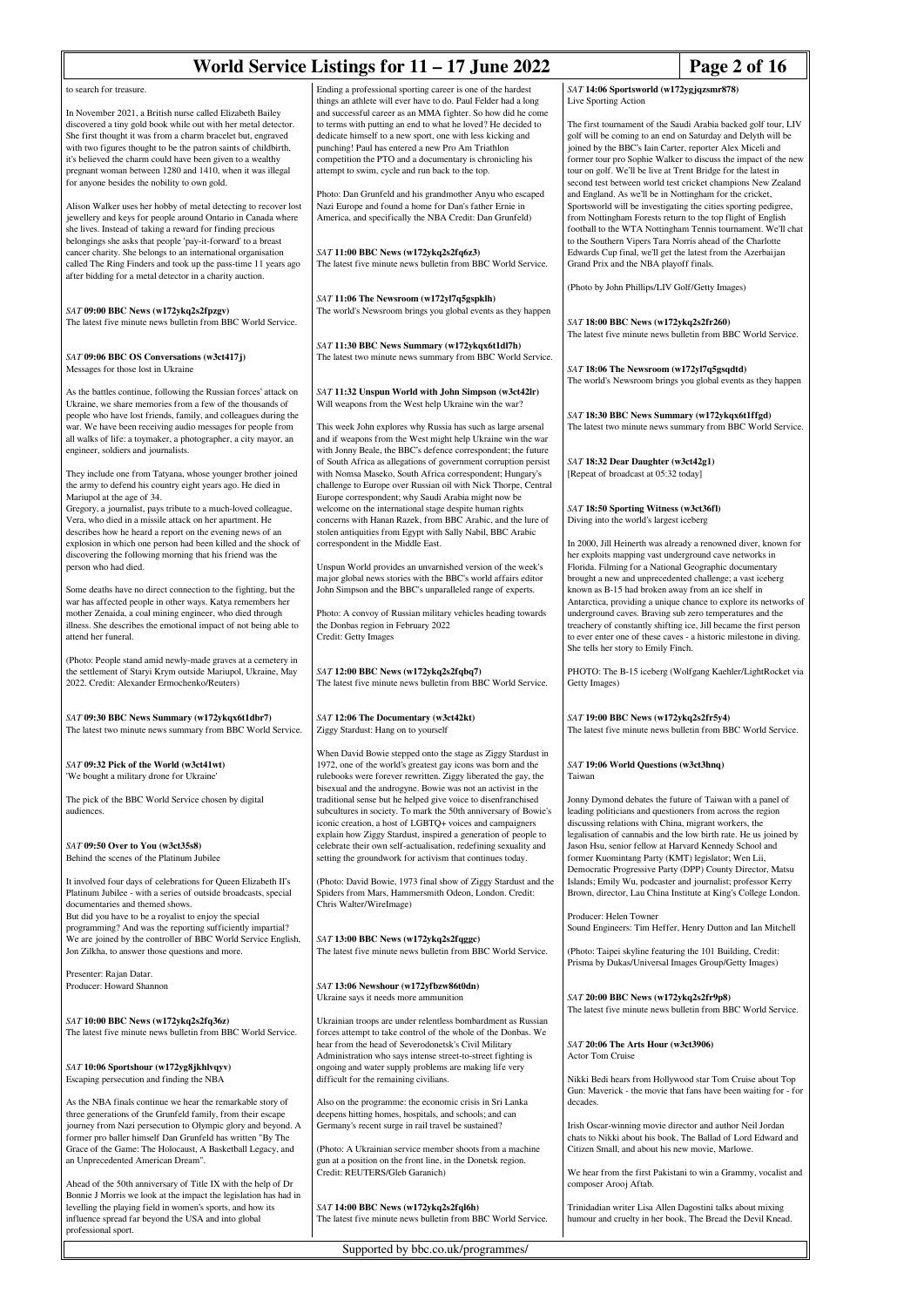to search for treasure.

In November 2021, a British nurse called Elizabeth Bailey discovered a tiny gold book while out with her metal detector. She first thought it was from a charm bracelet but, engraved with two figures thought to be the patron saints of childbirth, it's believed the charm could have been given to a wealthy pregnant woman between 1280 and 1410, when it was illegal for anyone besides the nobility to own gold.

Alison Walker uses her hobby of metal detecting to recover lost jewellery and keys for people around Ontario in Canada where she lives. Instead of taking a reward for finding precious belongings she asks that people 'pay-it-forward' to a breast cancer charity. She belongs to an international organisation called The Ring Finders and took up the pass-time 11 years ago after bidding for a metal detector in a charity auction.

***SAT* 09:00 BBC News (w172ykq2s2fpzgv)**
The latest five minute news bulletin from BBC World Service.

***SAT* 09:06 BBC OS Conversations (w3ct417j)**
Messages for those lost in Ukraine

As the battles continue, following the Russian forces' attack on Ukraine, we share memories from a few of the thousands of people who have lost friends, family, and colleagues during the war. We have been receiving audio messages for people from all walks of life: a toymaker, a photographer, a city mayor, an engineer, soldiers and journalists.

They include one from Tatyana, whose younger brother joined the army to defend his country eight years ago. He died in Mariupol at the age of 34.
Gregory, a journalist, pays tribute to a much-loved colleague, Vera, who died in a missile attack on her apartment. He describes how he heard a report on the evening news of an explosion in which one person had been killed and the shock of discovering the following morning that his friend was the person who had died.

Some deaths have no direct connection to the fighting, but the war has affected people in other ways. Katya remembers her mother Zenaida, a coal mining engineer, who died through illness. She describes the emotional impact of not being able to attend her funeral.

(Photo: People stand amid newly-made graves at a cemetery in the settlement of Staryi Krym outside Mariupol, Ukraine, May 2022. Credit: Alexander Ermochenko/Reuters)

***SAT* 09:30 BBC News Summary (w172ykqx6t1dbr7)**
The latest two minute news summary from BBC World Service.

***SAT* 09:32 Pick of the World (w3ct41wt)**
'We bought a military drone for Ukraine'

The pick of the BBC World Service chosen by digital audiences.

***SAT* 09:50 Over to You (w3ct35s8)**
Behind the scenes of the Platinum Jubilee

It involved four days of celebrations for Queen Elizabeth II's Platinum Jubilee - with a series of outside broadcasts, special documentaries and themed shows.
But did you have to be a royalist to enjoy the special programming? And was the reporting sufficiently impartial? We are joined by the controller of BBC World Service English, Jon Zilkha, to answer those questions and more.

Presenter: Rajan Datar.
Producer: Howard Shannon

***SAT* 10:00 BBC News (w172ykq2s2fq36z)**
The latest five minute news bulletin from BBC World Service.

***SAT* 10:06 Sportshour (w172yg8jkhlvqyv)**
Escaping persecution and finding the NBA

As the NBA finals continue we hear the remarkable story of three generations of the Grunfeld family, from their escape journey from Nazi persecution to Olympic glory and beyond. A former pro baller himself Dan Grunfeld has written "By The Grace of the Game: The Holocaust, A Basketball Legacy, and an Unprecedented American Dream".

Ahead of the 50th anniversary of Title IX with the help of Dr Bonnie J Morris we look at the impact the legislation has had in levelling the playing field in women's sports, and how its influence spread far beyond the USA and into global professional sport.

Ending a professional sporting career is one of the hardest things an athlete will ever have to do. Paul Felder had a long and successful career as an MMA fighter. So how did he come to terms with putting an end to what he loved? He decided to dedicate himself to a new sport, one with less kicking and punching! Paul has entered a new Pro Am Triathlon competition the PTO and a documentary is chronicling his attempt to swim, cycle and run back to the top.

Photo: Dan Grunfeld and his grandmother Anyu who escaped Nazi Europe and found a home for Dan's father Ernie in America, and specifically the NBA Credit: Dan Grunfeld)

***SAT* 11:00 BBC News (w172ykq2s2fq6z3)**
The latest five minute news bulletin from BBC World Service.

***SAT* 11:06 The Newsroom (w172yl7q5gspklh)**
The world's Newsroom brings you global events as they happen

***SAT* 11:30 BBC News Summary (w172ykqx6t1dl7h)**
The latest two minute news summary from BBC World Service.

***SAT* 11:32 Unspun World with John Simpson (w3ct42lr)**
Will weapons from the West help Ukraine win the war?

This week John explores why Russia has such as large arsenal and if weapons from the West might help Ukraine win the war with Jonny Beale, the BBC's defence correspondent; the future of South Africa as allegations of government corruption persist with Nomsa Maseko, South Africa correspondent; Hungary's challenge to Europe over Russian oil with Nick Thorpe, Central Europe correspondent; why Saudi Arabia might now be welcome on the international stage despite human rights concerns with Hanan Razek, from BBC Arabic, and the lure of stolen antiquities from Egypt with Sally Nabil, BBC Arabic correspondent in the Middle East.

Unspun World provides an unvarnished version of the week's major global news stories with the BBC's world affairs editor John Simpson and the BBC's unparalleled range of experts.

Photo: A convoy of Russian military vehicles heading towards the Donbas region in February 2022
Credit: Getty Images

***SAT* 12:00 BBC News (w172ykq2s2fqbq7)**
The latest five minute news bulletin from BBC World Service.

***SAT* 12:06 The Documentary (w3ct42kt)**
Ziggy Stardust: Hang on to yourself

When David Bowie stepped onto the stage as Ziggy Stardust in 1972, one of the world's greatest gay icons was born and the rulebooks were forever rewritten. Ziggy liberated the gay, the bisexual and the androgyne. Bowie was not an activist in the traditional sense but he helped give voice to disenfranchised subcultures in society. To mark the 50th anniversary of Bowie's iconic creation, a host of LGBTQ+ voices and campaigners explain how Ziggy Stardust, inspired a generation of people to celebrate their own self-actualisation, redefining sexuality and setting the groundwork for activism that continues today.

(Photo: David Bowie, 1973 final show of Ziggy Stardust and the Spiders from Mars, Hammersmith Odeon, London. Credit: Chris Walter/WireImage)

***SAT* 13:00 BBC News (w172ykq2s2fqggc)**
The latest five minute news bulletin from BBC World Service.

***SAT* 13:06 Newshour (w172yfbzw86t0dn)**
Ukraine says it needs more ammunition

Ukrainian troops are under relentless bombardment as Russian forces attempt to take control of the whole of the Donbas. We hear from the head of Severodonetsk's Civil Military Administration who says intense street-to-street fighting is ongoing and water supply problems are making life very difficult for the remaining civilians.

Also on the programme: the economic crisis in Sri Lanka deepens hitting homes, hospitals, and schools; and can Germany's recent surge in rail travel be sustained?

(Photo: A Ukrainian service member shoots from a machine gun at a position on the front line, in the Donetsk region. Credit: REUTERS/Gleb Garanich)

***SAT* 14:00 BBC News (w172ykq2s2fql6h)**
The latest five minute news bulletin from BBC World Service.

***SAT* 14:06 Sportsworld (w172ygjqzsmr878)**
Live Sporting Action

The first tournament of the Saudi Arabia backed golf tour, LIV golf will be coming to an end on Saturday and Delyth will be joined by the BBC's Iain Carter, reporter Alex Miceli and former tour pro Sophie Walker to discuss the impact of the new tour on golf. We'll be live at Trent Bridge for the latest in second test between world test cricket champions New Zealand and England. As we'll be in Nottingham for the cricket, Sportsworld will be investigating the cities sporting pedigree, from Nottingham Forests return to the top flight of English football to the WTA Nottingham Tennis tournament. We'll chat to the Southern Vipers Tara Norris ahead of the Charlotte Edwards Cup final, we'll get the latest from the Azerbaijan Grand Prix and the NBA playoff finals.

(Photo by John Phillips/LIV Golf/Getty Images)

***SAT* 18:00 BBC News (w172ykq2s2fr260)**
The latest five minute news bulletin from BBC World Service.

***SAT* 18:06 The Newsroom (w172yl7q5gsqdtd)**
The world's Newsroom brings you global events as they happen

***SAT* 18:30 BBC News Summary (w172ykqx6t1ffgd)**
The latest two minute news summary from BBC World Service.

***SAT* 18:32 Dear Daughter (w3ct42g1)**
[Repeat of broadcast at 05:32 today]

***SAT* 18:50 Sporting Witness (w3ct36fl)**
Diving into the world's largest iceberg

In 2000, Jill Heinerth was already a renowned diver, known for her exploits mapping vast underground cave networks in Florida. Filming for a National Geographic documentary brought a new and unprecedented challenge; a vast iceberg known as B-15 had broken away from an ice shelf in Antarctica, providing a unique chance to explore its networks of underground caves. Braving sub zero temperatures and the treachery of constantly shifting ice, Jill became the first person to ever enter one of these caves - a historic milestone in diving. She tells her story to Emily Finch.

PHOTO: The B-15 iceberg (Wolfgang Kaehler/LightRocket via Getty Images)

***SAT* 19:00 BBC News (w172ykq2s2fr5y4)**
The latest five minute news bulletin from BBC World Service.

***SAT* 19:06 World Questions (w3ct3hnq)**
Taiwan

Jonny Dymond debates the future of Taiwan with a panel of leading politicians and questioners from across the region discussing relations with China, migrant workers, the legalisation of cannabis and the low birth rate. He us joined by Jason Hsu, senior fellow at Harvard Kennedy School and former Kuomintang Party (KMT) legislator; Wen Lii, Democratic Progressive Party (DPP) County Director, Matsu Islands; Emily Wu, podcaster and journalist; professor Kerry Brown, director, Lau China Institute at King's College London.

Producer: Helen Towner
Sound Engineers: Tim Heffer, Henry Dutton and Ian Mitchell

(Photo: Taipei skyline featuring the 101 Building, Credit: Prisma by Dukas/Universal Images Group/Getty Images)

***SAT* 20:00 BBC News (w172ykq2s2fr9p8)**
The latest five minute news bulletin from BBC World Service.

***SAT* 20:06 The Arts Hour (w3ct3906)**
Actor Tom Cruise

Nikki Bedi hears from Hollywood star Tom Cruise about Top Gun: Maverick - the movie that fans have been waiting for - for decades.

Irish Oscar-winning movie director and author Neil Jordan chats to Nikki about his book, The Ballad of Lord Edward and Citizen Small, and about his new movie, Marlowe.

We hear from the first Pakistani to win a Grammy, vocalist and composer Arooj Aftab.

Trinidadian writer Lisa Allen Dagostini talks about mixing humour and cruelty in her book, The Bread the Devil Knead.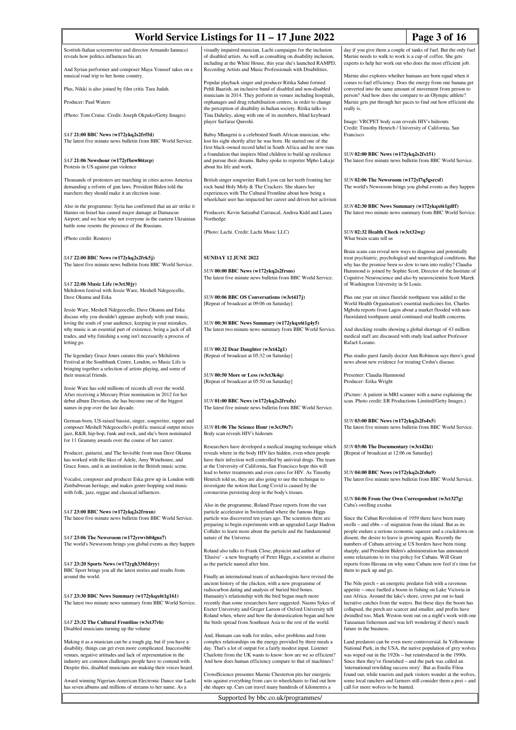Scottish-Italian screenwriter and director Armando Iannucci reveals how politics influences his art.

And Syrian performer and composer Maya Youssef takes on a musical road trip to her home country.

Plus, Nikki is also joined by film critic Tara Judah.

Producer: Paul Waters

(Photo: Tom Cruise. Credit: Joseph Okpako/Getty Images)

*SAT* **21:00 BBC News (w172ykq2s2frffd)**
The latest five minute news bulletin from BBC World Service.

*SAT* **21:06 Newshour (w172yfbzw86tzcp)**
Protests in US against gun violence

Thousands of protesters are marching in cities across America demanding a reform of gun laws. President Biden told the marchers they should make it an election issue.

Also in the programme: Syria has confirmed that an air strike it blames on Israel has caused major damage at Damascus Airport; and we hear why not everyone in the eastern Ukrainian battle zone resents the presence of the Russians.

(Photo credit: Reuters)

*SAT* **22:00 BBC News (w172ykq2s2frk5j)**
The latest five minute news bulletin from BBC World Service.

*SAT* **22:06 Music Life (w3ct30jy)**
Meltdown festival with Jessie Ware, Meshell Ndegeocello, Dave Okumu and Eska

Jessie Ware, Meshell Ndegeocello, Dave Okumu and Eska discuss why you shouldn't appease anybody with your music, loving the souls of your audience, keeping in your mistakes, why music is an essential part of existence, being a jack of all trades, and why finishing a song isn't necessarily a process of letting go.

The legendary Grace Jones curates this year's Meltdown Festival at the Southbank Centre, London, so Music Life is bringing together a selection of artists playing, and some of their musical friends.

Jessie Ware has sold millions of records all over the world. After receiving a Mercury Prize nomination in 2012 for her debut album Devotion, she has become one of the biggest names in pop over the last decade.

German-born, US-raised bassist, singer, songwriter, rapper and composer Meshell Ndegeocello's prolific musical output mixes jazz, R&B, hip-hop, funk and rock, and she's been nominated for 11 Grammy awards over the course of her career.

Producer, guitarist, and The Invisible front man Dave Okumu has worked with the likes of Adele, Amy Winehouse, and Grace Jones, and is an institution in the British music scene.

Vocalist, composer and producer Eska grew up in London with Zimbabwean heritage, and makes genre-hopping soul music with folk, jazz, reggae and classical influences.

*SAT* **23:00 BBC News (w172ykq2s2frnxn)**
The latest five minute news bulletin from BBC World Service.

*SAT* **23:06 The Newsroom (w172yrwvb04gnz7)**
The world's Newsroom brings you global events as they happen

*SAT* **23:20 Sports News (w172ygh33bfdryy)**
BBC Sport brings you all the latest stories and results from around the world.

*SAT* **23:30 BBC News Summary (w172ykqx6t1g161)**
The latest two minute news summary from BBC World Service.

*SAT* **23:32 The Cultural Frontline (w3ct37rh)**
Disabled musicians turning up the volume

Making it as a musician can be a tough gig, but if you have a disability, things can get even more complicated. Inaccessible venues, negative attitudes and lack of representation in the industry are common challenges people have to contend with. Despite this, disabled musicians are making their voices heard.

Award winning Nigerian-American Electronic Dance star Lachi has seven albums and millions of streams to her name. As a visually impaired musician, Lachi campaigns for the inclusion of disabled artists. As well as consulting on disability inclusion, including at the White House, this year she's launched RAMPD, Recording Artists and Music Professionals with Disabilities.

Popular playback singer and producer Ritika Sahni formed Pehli Baarish, an inclusive band of disabled and non-disabled musicians in 2014. They perform in venues including hospitals, orphanages and drug rehabilitation centres, in order to change the perception of disability in Indian society. Ritika talks to Tina Daheley, along with one of its members, blind keyboard player Sarfaraz Qureshi.

Babsy Mlangeni is a celebrated South African musician, who lost his sight shortly after he was born. He started one of the first black-owned record label in South Africa and he now runs a foundation that inspires blind children to build up resilience and pursue their dreams. Babsy spoke to reporter Mpho Lakaje about his life and work.

British singer songwriter Ruth Lyon cut her teeth fronting her rock band Holy Moly & The Crackers. She shares her experiences with The Cultural Frontline about how being a wheelchair user has impacted her career and driven her activism

Producers: Kevin Satizabal Carrascal, Andrea Kidd and Laura Northedge

(Photo: Lachi. Credit: Lachi Music LLC)

## SUNDAY 12 JUNE 2022

*SUN* **00:00 BBC News (w172ykq2s2frsns)**
The latest five minute news bulletin from BBC World Service.

*SUN* **00:06 BBC OS Conversations (w3ct417j)**
[Repeat of broadcast at 09:06 on Saturday]

*SUN* **00:30 BBC News Summary (w172ykqx6t1g4y5)**
The latest two minute news summary from BBC World Service.

*SUN* **00:32 Dear Daughter (w3ct42g1)**
[Repeat of broadcast at 05:32 on Saturday]

*SUN* **00:50 More or Less (w3ct3k4q)**
[Repeat of broadcast at 05:50 on Saturday]

*SUN* **01:00 BBC News (w172ykq2s2frxdx)**
The latest five minute news bulletin from BBC World Service.

*SUN* **01:06 The Science Hour (w3ct39z7)**
Body scan reveals HIV's hideouts

Researchers have developed a medical imaging technique which reveals where in the body HIV lies hidden, even when people have their infection well controlled by antiviral drugs. The team at the University of California, San Francisco hope this will lead to better treatments and even cures for HIV. As Timothy Henrich told us, they are also going to use the technique to investigate the notion that Long Covid is caused by the coronavirus persisting deep in the body's tissues.

Also in the programme, Roland Pease reports from the vast particle accelerator in Switzerland where the famous Higgs particle was discovered ten years ago. The scientists there are preparing to begin experiments with an upgraded Large Hadron Collider to learn more about the particle and the fundamental nature of the Universe.

Roland also talks to Frank Close, physicist and author of 'Elusive' - a new biography of Peter Higgs, a scientist as elusive as the particle named after him.

Finally an international team of archaeologists have revised the ancient history of the chicken, with a new programme of radiocarbon dating and analysis of buried bird bones. Humanity's relationship with the bird began much more recently than some researchers have suggested. Naomi Sykes of Exeter University and Greger Larson of Oxford University tell Roland when, where and how the domestication began and how the birds spread from Southeast Asia to the rest of the world.

And, Humans can walk for miles, solve problems and form complex relationships on the energy provided by three meals a day. That's a lot of output for a fairly modest input. Listener Charlotte from the UK wants to know: how are we so efficient? And how does human efficiency compare to that of machines?

CrowdScience presenter Marnie Chesterton pits her energetic wits against everything from cars to wheelchairs to find out how she shapes up. Cars can travel many hundreds of kilometres a day if you give them a couple of tanks of fuel. But the only fuel Marnie needs to walk to work is a cup of coffee. She gets experts to help her work out who does the most efficient job.

Marnie also explores whether humans are born equal when it comes to fuel efficiency. Does the energy from one banana get converted into the same amount of movement from person to person? And how does she compare to an Olympic athlete? Marnie gets put through her paces to find out how efficient she really is.

Image: VRCPET body scan reveals HIV's hideouts
Credit: Timothy Henrich / University of California, San Francisco

*SUN* **02:00 BBC News (w172ykq2s2frs151)**
The latest five minute news bulletin from BBC World Service.

*SUN* **02:06 The Newsroom (w172yl7q5gsrcsf)**
The world's Newsroom brings you global events as they happen

*SUN* **02:30 BBC News Summary (w172ykqx6t1gdff)**
The latest two minute news summary from BBC World Service.

*SUN* **02:32 Health Check (w3ct32wg)**
What brain scans tell us

Brain scans can reveal new ways to diagnose and potentially treat psychiatric, psychological and neurological conditions. But why has the promise been so slow to turn into reality? Claudia Hammond is joined by Sophie Scott, Director of the Institute of Cognitive Neuroscience and also by neuroscientist Scott Marek of Washington University in St Louis.

Plus one year on since fluoride toothpaste was added to the World Health Organisation's essential medicines list, Charles Mgbolu reports from Lagos about a market flooded with non-fluoridated toothpaste amid continued oral health concerns.

And shocking results showing a global shortage of 43 million medical staff are discussed with study lead author Professor Rafael-Lozano.

Plus studio guest family doctor Ann Robinson says there's good news about new evidence for treating Crohn's disease.

Presenter: Claudia Hammond
Producer: Erika Wright

(Picture: A patient in MRI scanner with a nurse explaining the scan. Photo credit: ER Productions Limited/Getty Images.)

*SUN* **03:00 BBC News (w172ykq2s2fs4x5)**
The latest five minute news bulletin from BBC World Service.

*SUN* **03:06 The Documentary (w3ct42kt)**
[Repeat of broadcast at 12:06 on Saturday]

*SUN* **04:00 BBC News (w172ykq2s2fs8n9)**
The latest five minute news bulletin from BBC World Service.

*SUN* **04:06 From Our Own Correspondent (w3ct327g)**
Cuba's swelling exodus

Since the Cuban Revolution of 1959 there have been many swells – and ebbs – of migration from the island. But as its people endure a serious economic squeeze and a crackdown on dissent, the desire to leave is growing again. Recently the numbers of Cubans arriving at US borders have been rising sharply, and President Biden's administration has announced some relaxations to its visa policy for Cubans. Will Grant reports from Havana on why some Cubans now feel it's time for them to pack up and go.

The Nile perch – an energetic predator fish with a ravenous appetite – once fuelled a boom in fishing on Lake Victoria in east Africa. Around the lake's shore, crews put out to haul lucrative catches from the waters. But these days the boom has collapsed, the perch are scarcer and smaller, and profits have dwindled too. Mark Weston went out on a night's work with one Tanzanian fishermen and was left wondering if there's much future in the business.

Land predators can be even more controversial. In Yellowstone National Park, in the USA, the native population of grey wolves was wiped out in the 1920s – but reintroduced in the 1990s. Since then they've flourished – and the park was called an 'international rewilding success story'. But as Emilie Filou found out, while tourists and park visitors wonder at the wolves, some local ranchers and farmers still consider them a pest – and call for more wolves to be hunted.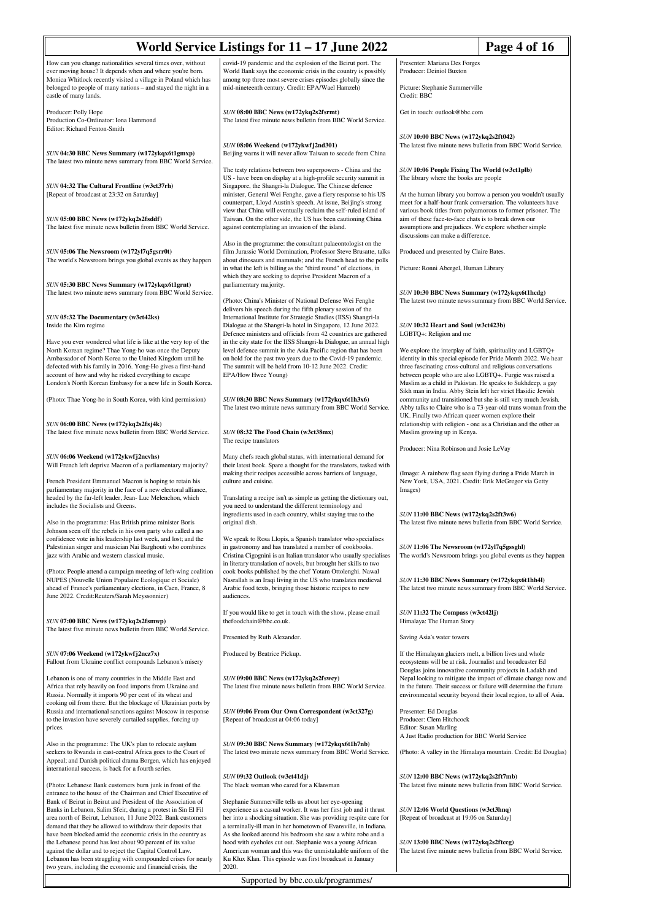How can you change nationalities several times over, without ever moving house? It depends when and where you're born. Monica Whitlock recently visited a village in Poland which has belonged to people of many nations – and stayed the night in a castle of many lands.

Producer: Polly Hope
Production Co-Ordinator: Iona Hammond
Editor: Richard Fenton-Smith

*SUN* **04:30 BBC News Summary (w172ykqx6t1gmxp)**
The latest two minute news summary from BBC World Service.

*SUN* **04:32 The Cultural Frontline (w3ct37rh)**
[Repeat of broadcast at 23:32 on Saturday]

*SUN* **05:00 BBC News (w172ykq2s2fsddf)**
The latest five minute news bulletin from BBC World Service.

*SUN* **05:06 The Newsroom (w172yl7q5gsrr0t)**
The world's Newsroom brings you global events as they happen

*SUN* **05:30 BBC News Summary (w172ykqx6t1grnt)**
The latest two minute news summary from BBC World Service.

*SUN* **05:32 The Documentary (w3ct42ks)**
Inside the Kim regime

Have you ever wondered what life is like at the very top of the North Korean regime? Thae Yong-ho was once the Deputy Ambassador of North Korea to the United Kingdom until he defected with his family in 2016. Yong-Ho gives a first-hand account of how and why he risked everything to escape London's North Korean Embassy for a new life in South Korea.

(Photo: Thae Yong-ho in South Korea, with kind permission)

*SUN* **06:00 BBC News (w172ykq2s2fsj4k)**
The latest five minute news bulletin from BBC World Service.

*SUN* **06:06 Weekend (w172ykwfj2ncvhs)**
Will French left deprive Macron of a parliamentary majority?

French President Emmanuel Macron is hoping to retain his parliamentary majority in the face of a new electoral alliance, headed by the far-left leader, Jean- Luc Melenchon, which includes the Socialists and Greens.

Also in the programme: Has British prime minister Boris Johnson seen off the rebels in his own party who called a no confidence vote in his leadership last week, and lost; and the Palestinian singer and musician Nai Barghouti who combines jazz with Arabic and western classical music.

(Photo: People attend a campaign meeting of left-wing coalition NUPES (Nouvelle Union Populaire Ecologique et Sociale) ahead of France's parliamentary elections, in Caen, France, 8 June 2022. Credit:Reuters/Sarah Meyssonnier)

*SUN* **07:00 BBC News (w172ykq2s2fsmwp)**
The latest five minute news bulletin from BBC World Service.

*SUN* **07:06 Weekend (w172ykwfj2ncz7x)**
Fallout from Ukraine conflict compounds Lebanon's misery

Lebanon is one of many countries in the Middle East and Africa that rely heavily on food imports from Ukraine and Russia. Normally it imports 90 per cent of its wheat and cooking oil from there. But the blockage of Ukrainian ports by Russia and international sanctions against Moscow in response to the invasion have severely curtailed supplies, forcing up prices.

Also in the programme: The UK's plan to relocate asylum seekers to Rwanda in east-central Africa goes to the Court of Appeal; and Danish political drama Borgen, which has enjoyed international success, is back for a fourth series.

(Photo: Lebanese Bank customers burn junk in front of the entrance to the house of the Chairman and Chief Executive of Bank of Beirut in Beirut and President of the Association of Banks in Lebanon, Salim Sfeir, during a protest in Sin El Fil area north of Beirut, Lebanon, 11 June 2022. Bank customers demand that they be allowed to withdraw their deposits that have been blocked amid the economic crisis in the country as the Lebanese pound has lost about 90 percent of its value against the dollar and to reject the Capital Control Law. Lebanon has been struggling with compounded crises for nearly two years, including the economic and financial crisis, the covid-19 pandemic and the explosion of the Beirut port. The World Bank says the economic crisis in the country is possibly among top three most severe crises episodes globally since the mid-nineteenth century. Credit: EPA/Wael Hamzeh)

*SUN* **08:00 BBC News (w172ykq2s2fsrmt)**
The latest five minute news bulletin from BBC World Service.

*SUN* **08:06 Weekend (w172ykwfj2nd301)**
Beijing warns it will never allow Taiwan to secede from China

The testy relations between two superpowers - China and the US - have been on display at a high-profile security summit in Singapore, the Shangri-la Dialogue. The Chinese defence minister, General Wei Fenghe, gave a fiery response to his US counterpart, Lloyd Austin's speech. At issue, Beijing's strong view that China will eventually reclaim the self-ruled island of Taiwan. On the other side, the US has been cautioning China against contemplating an invasion of the island.

Also in the programme: the consultant palaeontologist on the film Jurassic World Domination, Professor Steve Brusatte, talks about dinosaurs and mammals; and the French head to the polls in what the left is billing as the "third round" of elections, in which they are seeking to deprive President Macron of a parliamentary majority.

(Photo: China's Minister of National Defense Wei Fenghe delivers his speech during the fifth plenary session of the International Institute for Strategic Studies (IISS) Shangri-la Dialogue at the Shangri-la hotel in Singapore, 12 June 2022. Defence ministers and officials from 42 countries are gathered in the city state for the IISS Shangri-la Dialogue, an annual high level defence summit in the Asia Pacific region that has been on hold for the past two years due to the Covid-19 pandemic. The summit will be held from 10-12 June 2022. Credit: EPA/How Hwee Young)

*SUN* **08:30 BBC News Summary (w172ykqx6t1h3x6)**
The latest two minute news summary from BBC World Service.

*SUN* **08:32 The Food Chain (w3ct38mx)**
The recipe translators

Many chefs reach global status, with international demand for their latest book. Spare a thought for the translators, tasked with making their recipes accessible across barriers of language, culture and cuisine.

Translating a recipe isn't as simple as getting the dictionary out, you need to understand the different terminology and ingredients used in each country, whilst staying true to the original dish.

We speak to Rosa Llopis, a Spanish translator who specialises in gastronomy and has translated a number of cookbooks. Cristina Cigognini is an Italian translator who usually specialises in literary translation of novels, but brought her skills to two cook books published by the chef Yotam Ottolenghi. Nawal Nasrallah is an Iraqi living in the US who translates medieval Arabic food texts, bringing those historic recipes to new audiences.

If you would like to get in touch with the show, please email thefoodchain@bbc.co.uk.

Presented by Ruth Alexander.

Produced by Beatrice Pickup.

*SUN* **09:00 BBC News (w172ykq2s2fswcy)**
The latest five minute news bulletin from BBC World Service.

*SUN* **09:06 From Our Own Correspondent (w3ct327g)**
[Repeat of broadcast at 04:06 today]

*SUN* **09:30 BBC News Summary (w172ykqx6t1h7nb)**
The latest two minute news summary from BBC World Service.

*SUN* **09:32 Outlook (w3ct41dj)**
The black woman who cared for a Klansman

Stephanie Summerville tells us about her eye-opening experience as a carer worker. It was her first job and it thrust her into a shocking situation. She was providing respite care for a terminally-ill man in her hometown of Evansville, in Indiana. As she looked around his bedroom she saw a white robe and a hood with eyeholes cut out. Stephanie was a young African American woman and this was the unmistakable uniform of the Ku Klux Klan. This episode was first broadcast in January 2020.

Presenter: Mariana Des Forges
Producer: Deiniol Buxton

Picture: Stephanie Summerville
Credit: BBC

Get in touch: outlook@bbc.com

*SUN* **10:00 BBC News (w172ykq2s2ft042)**
The latest five minute news bulletin from BBC World Service.

*SUN* **10:06 People Fixing The World (w3ct1plb)**
The library where the books are people

At the human library you borrow a person you wouldn't usually meet for a half-hour frank conversation. The volunteers have various book titles from polyamorous to former prisoner. The aim of these face-to-face chats is to break down our assumptions and prejudices. We explore whether simple discussions can make a difference.

Produced and presented by Claire Bates.

Picture: Ronni Abergel, Human Library

*SUN* **10:30 BBC News Summary (w172ykqx6t1hcdg)**
The latest two minute news summary from BBC World Service.

*SUN* **10:32 Heart and Soul (w3ct423b)**
LGBTQ+: Religion and me

We explore the interplay of faith, spirituality and LGBTQ+ identity in this special episode for Pride Month 2022. We hear three fascinating cross-cultural and religious conversations between people who are also LGBTQ+. Furgie was raised a Muslim as a child in Pakistan. He speaks to Sukhdeep, a gay Sikh man in India. Abby Stein left her strict Hasidic Jewish community and transitioned but she is still very much Jewish. Abby talks to Claire who is a 73-year-old trans woman from the UK. Finally two African queer women explore their relationship with religion - one as a Christian and the other as Muslim growing up in Kenya.

Producer: Nina Robinson and Josie LeVay

(Image: A rainbow flag seen flying during a Pride March in New York, USA, 2021. Credit: Erik McGregor via Getty Images)

*SUN* **11:00 BBC News (w172ykq2s2ft3w6)**
The latest five minute news bulletin from BBC World Service.

*SUN* **11:06 The Newsroom (w172yl7q5gssghl)**
The world's Newsroom brings you global events as they happen

*SUN* **11:30 BBC News Summary (w172ykqx6t1hh4l)**
The latest two minute news summary from BBC World Service.

*SUN* **11:32 The Compass (w3ct42lj)**
Himalaya: The Human Story

Saving Asia's water towers

If the Himalayan glaciers melt, a billion lives and whole ecosystems will be at risk. Journalist and broadcaster Ed Douglas joins innovative community projects in Ladakh and Nepal looking to mitigate the impact of climate change now and in the future. Their success or failure will determine the future environmental security beyond their local region, to all of Asia.

Presenter: Ed Douglas
Producer: Clem Hitchcock
Editor: Susan Marling
A Just Radio production for BBC World Service

(Photo: A valley in the Himalaya mountain. Credit: Ed Douglas)

*SUN* **12:00 BBC News (w172ykq2s2ft7mb)**
The latest five minute news bulletin from BBC World Service.

*SUN* **12:06 World Questions (w3ct3hnq)**
[Repeat of broadcast at 19:06 on Saturday]

*SUN* **13:00 BBC News (w172ykq2s2ftccg)**
The latest five minute news bulletin from BBC World Service.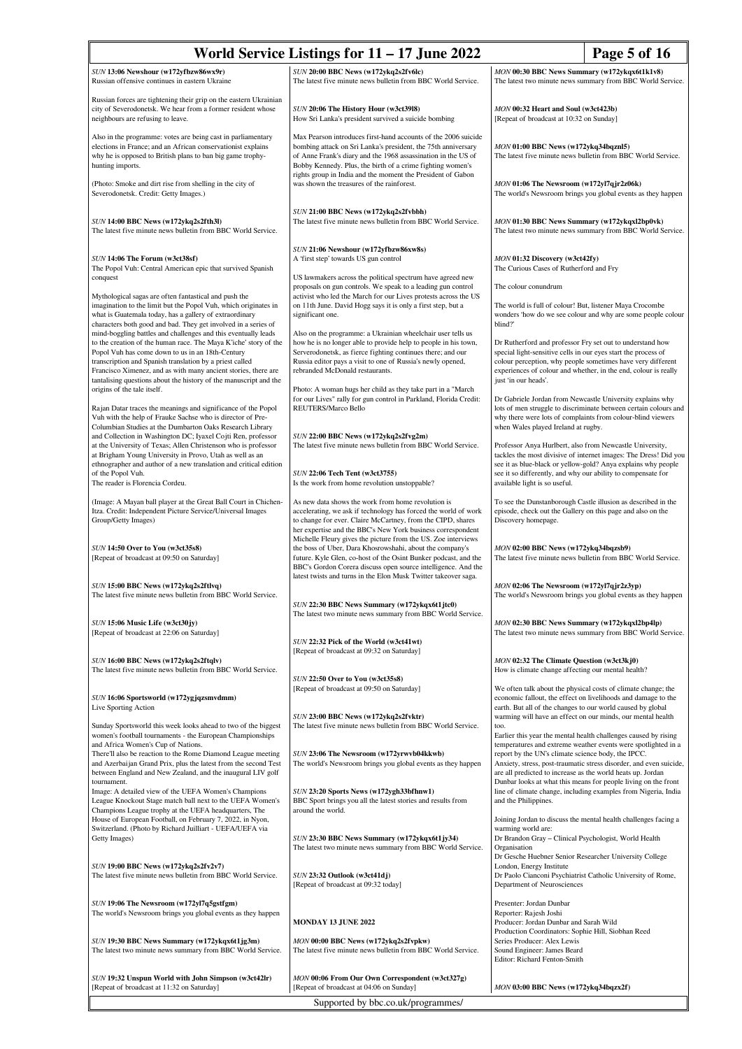# World Service Listings for 11 – 17 June 2022

*SUN* **13:06 Newshour (w172yfbzw86wx9r)**
Russian offensive continues in eastern Ukraine

Russian forces are tightening their grip on the eastern Ukrainian city of Severodonetsk. We hear from a former resident whose neighbours are refusing to leave.

Also in the programme: votes are being cast in parliamentary elections in France; and an African conservationist explains why he is opposed to British plans to ban big game trophy-hunting imports.

(Photo: Smoke and dirt rise from shelling in the city of Severodonetsk. Credit: Getty Images.)

*SUN* **14:00 BBC News (w172ykq2s2fth3l)**
The latest five minute news bulletin from BBC World Service.

*SUN* **14:06 The Forum (w3ct38sf)**
The Popol Vuh: Central American epic that survived Spanish conquest

Mythological sagas are often fantastical and push the imagination to the limit but the Popol Vuh, which originates in what is Guatemala today, has a gallery of extraordinary characters both good and bad. They get involved in a series of mind-boggling battles and challenges and this eventually leads to the creation of the human race. The Maya K'iche' story of the Popol Vuh has come down to us in an 18th-Century transcription and Spanish translation by a priest called Francisco Ximenez, and as with many ancient stories, there are tantalising questions about the history of the manuscript and the origins of the tale itself.

Rajan Datar traces the meanings and significance of the Popol Vuh with the help of Frauke Sachse who is director of Pre-Columbian Studies at the Dumbarton Oaks Research Library and Collection in Washington DC; Iyaxel Cojti Ren, professor at the University of Texas; Allen Christenson who is professor at Brigham Young University in Provo, Utah as well as an ethnographer and author of a new translation and critical edition of the Popol Vuh.
The reader is Florencia Cordeu.

(Image: A Mayan ball player at the Great Ball Court in Chichen-Itza. Credit: Independent Picture Service/Universal Images Group/Getty Images)

*SUN* **14:50 Over to You (w3ct35s8)**
[Repeat of broadcast at 09:50 on Saturday]

*SUN* **15:00 BBC News (w172ykq2s2ftlvq)**
The latest five minute news bulletin from BBC World Service.

*SUN* **15:06 Music Life (w3ct30jy)**
[Repeat of broadcast at 22:06 on Saturday]

*SUN* **16:00 BBC News (w172ykq2s2ftqlv)**
The latest five minute news bulletin from BBC World Service.

*SUN* **16:06 Sportsworld (w172ygjqzsmvdmm)**
Live Sporting Action

Sunday Sportsworld this week looks ahead to two of the biggest women's football tournaments - the European Championships and Africa Women's Cup of Nations.
There'll also be reaction to the Rome Diamond League meeting and Azerbaijan Grand Prix, plus the latest from the second Test between England and New Zealand, and the inaugural LIV golf tournament.
Image: A detailed view of the UEFA Women's Champions League Knockout Stage match ball next to the UEFA Women's Champions League trophy at the UEFA headquarters, The House of European Football, on February 7, 2022, in Nyon, Switzerland. (Photo by Richard Juilliart - UEFA/UEFA via Getty Images)

*SUN* **19:00 BBC News (w172ykq2s2fv2v7)**
The latest five minute news bulletin from BBC World Service.

*SUN* **19:06 The Newsroom (w172yl7q5gstfgm)**
The world's Newsroom brings you global events as they happen

*SUN* **19:30 BBC News Summary (w172ykqx6t1jg3m)**
The latest two minute news summary from BBC World Service.

*SUN* **19:32 Unspun World with John Simpson (w3ct42lr)**
[Repeat of broadcast at 11:32 on Saturday]

*SUN* **20:00 BBC News (w172ykq2s2fv6lc)**
The latest five minute news bulletin from BBC World Service.

*SUN* **20:06 The History Hour (w3ct39l8)**
How Sri Lanka's president survived a suicide bombing

Max Pearson introduces first-hand accounts of the 2006 suicide bombing attack on Sri Lanka's president, the 75th anniversary of Anne Frank's diary and the 1968 assassination in the US of Bobby Kennedy. Plus, the birth of a crime fighting women's rights group in India and the moment the President of Gabon was shown the treasures of the rainforest.

*SUN* **21:00 BBC News (w172ykq2s2fvbbh)**
The latest five minute news bulletin from BBC World Service.

*SUN* **21:06 Newshour (w172yfbzw86xw8s)**
A 'first step' towards US gun control

US lawmakers across the political spectrum have agreed new proposals on gun controls. We speak to a leading gun control activist who led the March for our Lives protests across the US on 11th June. David Hogg says it is only a first step, but a significant one.

Also on the programme: a Ukrainian wheelchair user tells us how he is no longer able to provide help to people in his town, Severodonetsk, as fierce fighting continues there; and our Russia editor pays a visit to one of Russia's newly opened, rebranded McDonald restaurants.

Photo: A woman hugs her child as they take part in a "March for our Lives" rally for gun control in Parkland, Florida Credit: REUTERS/Marco Bello

*SUN* **22:00 BBC News (w172ykq2s2fvg2m)**
The latest five minute news bulletin from BBC World Service.

*SUN* **22:06 Tech Tent (w3ct3755)**
Is the work from home revolution unstoppable?

As new data shows the work from home revolution is accelerating, we ask if technology has forced the world of work to change for ever. Claire McCartney, from the CIPD, shares her expertise and the BBC's New York business correspondent Michelle Fleury gives the picture from the US. Zoe interviews the boss of Uber, Dara Khosrowshahi, about the company's future. Kyle Glen, co-host of the Osint Bunker podcast, and the BBC's Gordon Corera discuss open source intelligence. And the latest twists and turns in the Elon Musk Twitter takeover saga.

*SUN* **22:30 BBC News Summary (w172ykqx6t1jtc0)**
The latest two minute news summary from BBC World Service.

*SUN* **22:32 Pick of the World (w3ct41wt)**
[Repeat of broadcast at 09:32 on Saturday]

*SUN* **22:50 Over to You (w3ct35s8)**
[Repeat of broadcast at 09:50 on Saturday]

*SUN* **23:00 BBC News (w172ykq2s2fvktr)**
The latest five minute news bulletin from BBC World Service.

*SUN* **23:06 The Newsroom (w172yrwvb04kkwb)**
The world's Newsroom brings you global events as they happen

*SUN* **23:20 Sports News (w172ygh33bfhnw1)**
BBC Sport brings you all the latest stories and results from around the world.

*SUN* **23:30 BBC News Summary (w172ykqx6t1jy34)**
The latest two minute news summary from BBC World Service.

*SUN* **23:32 Outlook (w3ct41dj)**
[Repeat of broadcast at 09:32 today]

## MONDAY 13 JUNE 2022

*MON* **00:00 BBC News (w172ykq2s2fvpkw)**
The latest five minute news bulletin from BBC World Service.

*MON* **00:06 From Our Own Correspondent (w3ct327g)**
[Repeat of broadcast at 04:06 on Sunday]

*MON* **00:30 BBC News Summary (w172ykqx6t1k1v8)**
The latest two minute news summary from BBC World Service.

*MON* **00:32 Heart and Soul (w3ct423b)**
[Repeat of broadcast at 10:32 on Sunday]

*MON* **01:00 BBC News (w172ykq34bqznl5)**
The latest five minute news bulletin from BBC World Service.

*MON* **01:06 The Newsroom (w172yl7qjr2z06k)**
The world's Newsroom brings you global events as they happen

*MON* **01:30 BBC News Summary (w172ykqxl2bp0vk)**
The latest two minute news summary from BBC World Service.

*MON* **01:32 Discovery (w3ct42fy)**
The Curious Cases of Rutherford and Fry

The colour conundrum

The world is full of colour! But, listener Maya Crocombe wonders 'how do we see colour and why are some people colour blind?'

Dr Rutherford and professor Fry set out to understand how special light-sensitive cells in our eyes start the process of colour perception, why people sometimes have very different experiences of colour and whether, in the end, colour is really just 'in our heads'.

Dr Gabriele Jordan from Newcastle University explains why lots of men struggle to discriminate between certain colours and why there were lots of complaints from colour-blind viewers when Wales played Ireland at rugby.

Professor Anya Hurlbert, also from Newcastle University, tackles the most divisive of internet images: The Dress! Did you see it as blue-black or yellow-gold? Anya explains why people see it so differently, and why our ability to compensate for available light is so useful.

To see the Dunstanborough Castle illusion as described in the episode, check out the Gallery on this page and also on the Discovery homepage.

*MON* **02:00 BBC News (w172ykq34bqzsb9)**
The latest five minute news bulletin from BBC World Service.

*MON* **02:06 The Newsroom (w172yl7qjr2z3yp)**
The world's Newsroom brings you global events as they happen

*MON* **02:30 BBC News Summary (w172ykqxl2bp4lp)**
The latest two minute news summary from BBC World Service.

*MON* **02:32 The Climate Question (w3ct3kj0)**
How is climate change affecting our mental health?

We often talk about the physical costs of climate change; the economic fallout, the effect on livelihoods and damage to the earth. But all of the changes to our world caused by global warming will have an effect on our minds, our mental health too.
Earlier this year the mental health challenges caused by rising temperatures and extreme weather events were spotlighted in a report by the UN's climate science body, the IPCC.
Anxiety, stress, post-traumatic stress disorder, and even suicide, are all predicted to increase as the world heats up. Jordan Dunbar looks at what this means for people living on the front line of climate change, including examples from Nigeria, India and the Philippines.

Joining Jordan to discuss the mental health challenges facing a warming world are:
Dr Brandon Gray – Clinical Psychologist, World Health Organisation
Dr Gesche Huebner Senior Researcher University College London, Energy Institute
Dr Paolo Cianconi Psychiatrist Catholic University of Rome, Department of Neurosciences

Presenter: Jordan Dunbar
Reporter: Rajesh Joshi
Producer: Jordan Dunbar and Sarah Wild
Production Coordinators: Sophie Hill, Siobhan Reed
Series Producer: Alex Lewis
Sound Engineer: James Beard
Editor: Richard Fenton-Smith

*MON* **03:00 BBC News (w172ykq34bqzx2f)**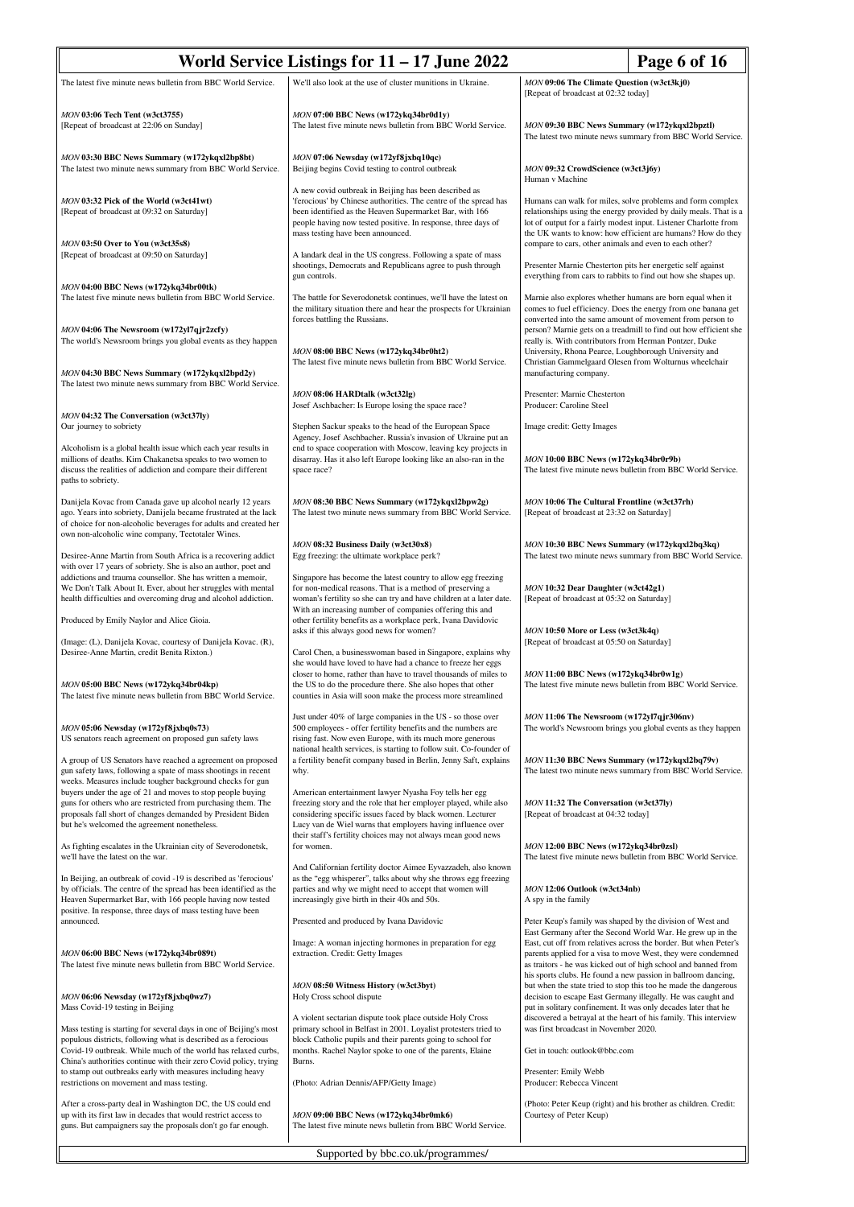The latest five minute news bulletin from BBC World Service.

*MON* **03:06 Tech Tent (w3ct3755)**
[Repeat of broadcast at 22:06 on Sunday]

*MON* **03:30 BBC News Summary (w172ykqxl2bp8bt)**
The latest two minute news summary from BBC World Service.

*MON* **03:32 Pick of the World (w3ct41wt)**
[Repeat of broadcast at 09:32 on Saturday]

*MON* **03:50 Over to You (w3ct35s8)**
[Repeat of broadcast at 09:50 on Saturday]

*MON* **04:00 BBC News (w172ykq34br00tk)**
The latest five minute news bulletin from BBC World Service.

*MON* **04:06 The Newsroom (w172yl7qjr2zcfy)**
The world's Newsroom brings you global events as they happen

*MON* **04:30 BBC News Summary (w172ykqxl2bpd2y)**
The latest two minute news summary from BBC World Service.

*MON* **04:32 The Conversation (w3ct37ly)**
Our journey to sobriety

Alcoholism is a global health issue which each year results in millions of deaths. Kim Chakanetsa speaks to two women to discuss the realities of addiction and compare their different paths to sobriety.

Danijela Kovac from Canada gave up alcohol nearly 12 years ago. Years into sobriety, Danijela became frustrated at the lack of choice for non-alcoholic beverages for adults and created her own non-alcoholic wine company, Teetotaler Wines.

Desiree-Anne Martin from South Africa is a recovering addict with over 17 years of sobriety. She is also an author, poet and addictions and trauma counsellor. She has written a memoir, We Don't Talk About It. Ever, about her struggles with mental health difficulties and overcoming drug and alcohol addiction.

Produced by Emily Naylor and Alice Gioia.

(Image: (L), Danijela Kovac, courtesy of Danijela Kovac. (R), Desiree-Anne Martin, credit Benita Rixton.)

*MON* **05:00 BBC News (w172ykq34br04kp)**
The latest five minute news bulletin from BBC World Service.

*MON* **05:06 Newsday (w172yf8jxbq0s73)**
US senators reach agreement on proposed gun safety laws

A group of US Senators have reached a agreement on proposed gun safety laws, following a spate of mass shootings in recent weeks. Measures include tougher background checks for gun buyers under the age of 21 and moves to stop people buying guns for others who are restricted from purchasing them. The proposals fall short of changes demanded by President Biden but he's welcomed the agreement nonetheless.

As fighting escalates in the Ukrainian city of Severodonetsk, we'll have the latest on the war.

In Beijing, an outbreak of covid -19 is described as 'ferocious' by officials. The centre of the spread has been identified as the Heaven Supermarket Bar, with 166 people having now tested positive. In response, three days of mass testing have been announced.

*MON* **06:00 BBC News (w172ykq34br089t)**
The latest five minute news bulletin from BBC World Service.

*MON* **06:06 Newsday (w172yf8jxbq0wz7)**
Mass Covid-19 testing in Beijing

Mass testing is starting for several days in one of Beijing's most populous districts, following what is described as a ferocious Covid-19 outbreak. While much of the world has relaxed curbs, China's authorities continue with their zero Covid policy, trying to stamp out outbreaks early with measures including heavy restrictions on movement and mass testing.

After a cross-party deal in Washington DC, the US could end up with its first law in decades that would restrict access to guns. But campaigners say the proposals don't go far enough. We'll also look at the use of cluster munitions in Ukraine.

*MON* **07:00 BBC News (w172ykq34br0d1y)**
The latest five minute news bulletin from BBC World Service.

*MON* **07:06 Newsday (w172yf8jxbq10qc)**
Beijing begins Covid testing to control outbreak

A new covid outbreak in Beijing has been described as 'ferocious' by Chinese authorities. The centre of the spread has been identified as the Heaven Supermarket Bar, with 166 people having now tested positive. In response, three days of mass testing have been announced.

A landark deal in the US congress. Following a spate of mass shootings, Democrats and Republicans agree to push through gun controls.

The battle for Severodonetsk continues, we'll have the latest on the military situation there and hear the prospects for Ukrainian forces battling the Russians.

*MON* **08:00 BBC News (w172ykq34br0ht2)**
The latest five minute news bulletin from BBC World Service.

*MON* **08:06 HARDtalk (w3ct32lg)**
Josef Aschbacher: Is Europe losing the space race?

Stephen Sackur speaks to the head of the European Space Agency, Josef Aschbacher. Russia's invasion of Ukraine put an end to space cooperation with Moscow, leaving key projects in disarray. Has it also left Europe looking like an also-ran in the space race?

*MON* **08:30 BBC News Summary (w172ykqxl2bpw2g)**
The latest two minute news summary from BBC World Service.

*MON* **08:32 Business Daily (w3ct30x8)**
Egg freezing: the ultimate workplace perk?

Singapore has become the latest country to allow egg freezing for non-medical reasons. That is a method of preserving a woman's fertility so she can try and have children at a later date. With an increasing number of companies offering this and other fertility benefits as a workplace perk, Ivana Davidovic asks if this always good news for women?

Carol Chen, a businesswoman based in Singapore, explains why she would have loved to have had a chance to freeze her eggs closer to home, rather than have to travel thousands of miles to the US to do the procedure there. She also hopes that other counties in Asia will soon make the process more streamlined

Just under 40% of large companies in the US - so those over 500 employees - offer fertility benefits and the numbers are rising fast. Now even Europe, with its much more generous national health services, is starting to follow suit. Co-founder of a fertility benefit company based in Berlin, Jenny Saft, explains why.

American entertainment lawyer Nyasha Foy tells her egg freezing story and the role that her employer played, while also considering specific issues faced by black women. Lecturer Lucy van de Wiel warns that employers having influence over their staff's fertility choices may not always mean good news for women.

And Californian fertility doctor Aimee Eyvazzadeh, also known as the "egg whisperer", talks about why she throws egg freezing parties and why we might need to accept that women will increasingly give birth in their 40s and 50s.

Presented and produced by Ivana Davidovic

Image: A woman injecting hormones in preparation for egg extraction. Credit: Getty Images

*MON* **08:50 Witness History (w3ct3byt)**
Holy Cross school dispute

A violent sectarian dispute took place outside Holy Cross primary school in Belfast in 2001. Loyalist protesters tried to block Catholic pupils and their parents going to school for months. Rachel Naylor spoke to one of the parents, Elaine Burns.

(Photo: Adrian Dennis/AFP/Getty Image)

*MON* **09:00 BBC News (w172ykq34br0mk6)**
The latest five minute news bulletin from BBC World Service.

*MON* **09:06 The Climate Question (w3ct3kj0)**
[Repeat of broadcast at 02:32 today]

*MON* **09:30 BBC News Summary (w172ykqxl2bpztl)**
The latest two minute news summary from BBC World Service.

*MON* **09:32 CrowdScience (w3ct3j6y)**
Human v Machine

Humans can walk for miles, solve problems and form complex relationships using the energy provided by daily meals. That is a lot of output for a fairly modest input. Listener Charlotte from the UK wants to know: how efficient are humans? How do they compare to cars, other animals and even to each other?

Presenter Marnie Chesterton pits her energetic self against everything from cars to rabbits to find out how she shapes up.

Marnie also explores whether humans are born equal when it comes to fuel efficiency. Does the energy from one banana get converted into the same amount of movement from person to person? Marnie gets on a treadmill to find out how efficient she really is. With contributors from Herman Pontzer, Duke University, Rhona Pearce, Loughborough University and Christian Gammelgaard Olesen from Wolturnus wheelchair manufacturing company.

Presenter: Marnie Chesterton
Producer: Caroline Steel

Image credit: Getty Images

*MON* **10:00 BBC News (w172ykq34br0r9b)**
The latest five minute news bulletin from BBC World Service.

*MON* **10:06 The Cultural Frontline (w3ct37rh)**
[Repeat of broadcast at 23:32 on Saturday]

*MON* **10:30 BBC News Summary (w172ykqxl2bq3kq)**
The latest two minute news summary from BBC World Service.

*MON* **10:32 Dear Daughter (w3ct42g1)**
[Repeat of broadcast at 05:32 on Saturday]

*MON* **10:50 More or Less (w3ct3k4q)**
[Repeat of broadcast at 05:50 on Saturday]

*MON* **11:00 BBC News (w172ykq34br0w1g)**
The latest five minute news bulletin from BBC World Service.

*MON* **11:06 The Newsroom (w172yl7qjr306nv)**
The world's Newsroom brings you global events as they happen

*MON* **11:30 BBC News Summary (w172ykqxl2bq79v)**
The latest two minute news summary from BBC World Service.

*MON* **11:32 The Conversation (w3ct37ly)**
[Repeat of broadcast at 04:32 today]

*MON* **12:00 BBC News (w172ykq34br0zsl)**
The latest five minute news bulletin from BBC World Service.

*MON* **12:06 Outlook (w3ct34nb)**
A spy in the family

Peter Keup's family was shaped by the division of West and East Germany after the Second World War. He grew up in the East, cut off from relatives across the border. But when Peter's parents applied for a visa to move West, they were condemned as traitors - he was kicked out of high school and banned from his sports clubs. He found a new passion in ballroom dancing, but when the state tried to stop this too he made the dangerous decision to escape East Germany illegally. He was caught and put in solitary confinement. It was only decades later that he discovered a betrayal at the heart of his family. This interview was first broadcast in November 2020.

Get in touch: outlook@bbc.com

Presenter: Emily Webb
Producer: Rebecca Vincent

(Photo: Peter Keup (right) and his brother as children. Credit: Courtesy of Peter Keup)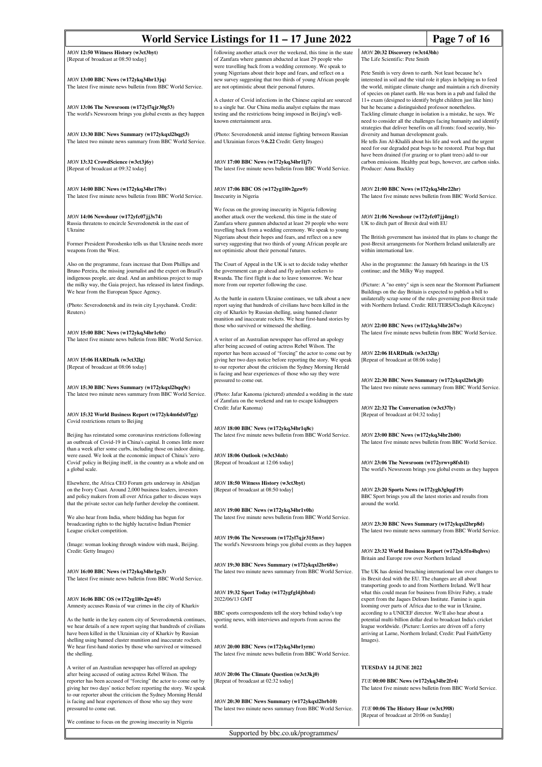*MON* **12:50 Witness History (w3ct3byt)**
[Repeat of broadcast at 08:50 today]

*MON* **13:00 BBC News (w172ykq34br13jq)**
The latest five minute news bulletin from BBC World Service.

*MON* **13:06 The Newsroom (w172yl7qjr30g53)**
The world's Newsroom brings you global events as they happen

*MON* **13:30 BBC News Summary (w172ykqxl2bqgt3)**
The latest two minute news summary from BBC World Service.

*MON* **13:32 CrowdScience (w3ct3j6y)**
[Repeat of broadcast at 09:32 today]

*MON* **14:00 BBC News (w172ykq34br178v)**
The latest five minute news bulletin from BBC World Service.

*MON* **14:06 Newshour (w172yfc07jj3s74)**
Russia threatens to encircle Severodonetsk in the east of Ukraine

Former President Poroshenko tells us that Ukraine needs more weapons from the West.

Also on the programme, fears increase that Dom Phillips and Bruno Pereira, the missing journalist and the expert on Brazil's indigenous people, are dead. And an ambitious project to map the milky way, the Gaia project, has released its latest findings. We hear from the European Space Agency.

(Photo: Severodonetsk and its twin city Lysychansk. Credit: Reuters)

*MON* **15:00 BBC News (w172ykq34br1c0z)**
The latest five minute news bulletin from BBC World Service.

*MON* **15:06 HARDtalk (w3ct32lg)**
[Repeat of broadcast at 08:06 today]

*MON* **15:30 BBC News Summary (w172ykqxl2bqq9c)**
The latest two minute news summary from BBC World Service.

*MON* **15:32 World Business Report (w172yk4m6dx07gg)**
Covid restrictions return to Beijing

Beijing has reinstated some coronavirus restrictions following an outbreak of Covid-19 in China's capital. It comes little more than a week after some curbs, including those on indoor dining, were eased. We look at the economic impact of China's 'zero Covid' policy in Beijing itself, in the country as a whole and on a global scale.

Elsewhere, the Africa CEO Forum gets underway in Abidjan on the Ivory Coast. Around 2,000 business leaders, investors and policy makers from all over Africa gather to discuss ways that the private sector can help further develop the continent.

We also hear from India, where bidding has begun for broadcasting rights to the highly lucrative Indian Premier League cricket competition.

(Image: woman looking through window with mask, Beijing. Credit: Getty Images)

*MON* **16:00 BBC News (w172ykq34br1gs3)**
The latest five minute news bulletin from BBC World Service.

*MON* **16:06 BBC OS (w172yg1l0v2gw45)**
Amnesty accuses Russia of war crimes in the city of Kharkiv

As the battle in the key eastern city of Severodonetsk continues, we hear details of a new report saying that hundreds of civilians have been killed in the Ukrainian city of Kharkiv by Russian shelling using banned cluster munition and inaccurate rockets. We hear first-hand stories by those who survived or witnessed the shelling.

A writer of an Australian newspaper has offered an apology after being accused of outing actress Rebel Wilson. The reporter has been accused of "forcing" the actor to come out by giving her two days' notice before reporting the story. We speak to our reporter about the criticism the Sydney Morning Herald is facing and hear experiences of those who say they were pressured to come out.

We continue to focus on the growing insecurity in Nigeria following another attack over the weekend, this time in the state of Zamfara where gunmen abducted at least 29 people who were travelling back from a wedding ceremony. We speak to young Nigerians about their hope and fears, and reflect on a new survey suggesting that two thirds of young African people are not optimistic about their personal futures.

A cluster of Covid infections in the Chinese capital are sourced to a single bar. Our China media analyst explains the mass testing and the restrictions being imposed in Beijing's well-known entertainment area.

(Photo: Severodonetsk amid intense fighting between Russian and Ukrainian forces 9.6.22 Credit: Getty Images)

*MON* **17:00 BBC News (w172ykq34br1lj7)**
The latest five minute news bulletin from BBC World Service.

*MON* **17:06 BBC OS (w172yg1l0v2gzw9)**
Insecurity in Nigeria

We focus on the growing insecurity in Nigeria following another attack over the weekend, this time in the state of Zamfara where gunmen abducted at least 29 people who were travelling back from a wedding ceremony. We speak to young Nigerians about their hopes and fears, and reflect on a new survey suggesting that two thirds of young African people are not optimistic about their personal futures.

The Court of Appeal in the UK is set to decide today whether the government can go ahead and fly asylum seekers to Rwanda. The first flight is due to leave tomorrow. We hear more from our reporter following the case.

As the battle in eastern Ukraine continues, we talk about a new report saying that hundreds of civilians have been killed in the city of Kharkiv by Russian shelling, using banned cluster munition and inaccurate rockets. We hear first-hand stories by those who survived or witnessed the shelling.

A writer of an Australian newspaper has offered an apology after being accused of outing actress Rebel Wilson. The reporter has been accused of "forcing" the actor to come out by giving her two days notice before reporting the story. We speak to our reporter about the criticism the Sydney Morning Herald is facing and hear experiences of those who say they were pressured to come out.

(Photo: Jafar Kanoma (pictured) attended a wedding in the state of Zamfara on the weekend and ran to escape kidnappers Credit: Jafar Kanoma)

*MON* **18:00 BBC News (w172ykq34br1q8c)**
The latest five minute news bulletin from BBC World Service.

*MON* **18:06 Outlook (w3ct34nb)**
[Repeat of broadcast at 12:06 today]

*MON* **18:50 Witness History (w3ct3byt)**
[Repeat of broadcast at 08:50 today]

*MON* **19:00 BBC News (w172ykq34br1v0h)**
The latest five minute news bulletin from BBC World Service.

*MON* **19:06 The Newsroom (w172yl7qjr315mw)**
The world's Newsroom brings you global events as they happen

*MON* **19:30 BBC News Summary (w172ykqxl2br68w)**
The latest two minute news summary from BBC World Service.

*MON* **19:32 Sport Today (w172ygfgl4jbbzd)**
2022/06/13 GMT

BBC sports correspondents tell the story behind today's top sporting news, with interviews and reports from across the world.

*MON* **20:00 BBC News (w172ykq34br1yrm)**
The latest five minute news bulletin from BBC World Service.

*MON* **20:06 The Climate Question (w3ct3kj0)**
[Repeat of broadcast at 02:32 today]

*MON* **20:30 BBC News Summary (w172ykqxl2brb10)**
The latest two minute news summary from BBC World Service.

*MON* **20:32 Discovery (w3ct43bh)**
The Life Scientific: Pete Smith

Pete Smith is very down to earth. Not least because he's interested in soil and the vital role it plays in helping us to feed the world, mitigate climate change and maintain a rich diversity of species on planet earth. He was born in a pub and failed the 11+ exam (designed to identify bright eight children just like him) but he became a distinguished professor nonetheless.
Tackling climate change in isolation is a mistake, he says. We need to consider all the challenges facing humanity and identify strategies that deliver benefits on all fronts: food security, bio-diversity and human development goals.
He tells Jim Al-Khalili about his life and work and the urgent need for our degraded peat bogs to be restored. Peat bogs that have been drained (for grazing or to plant trees) add to our carbon emissions. Healthy peat bogs, however, are carbon sinks.
Producer: Anna Buckley

*MON* **21:00 BBC News (w172ykq34br22hr)**
The latest five minute news bulletin from BBC World Service.

*MON* **21:06 Newshour (w172yfc07jj4mg1)**
UK to ditch part of Brexit deal with EU

The British government has insisted that its plans to change the post-Brexit arrangements for Northern Ireland unilaterally are within international law.

Also in the programme: the January 6th hearings in the US continue; and the Milky Way mapped.

(Picture: A "no entry" sign is seen near the Stormont Parliament Buildings on the day Britain is expected to publish a bill to unilaterally scrap some of the rules governing post-Brexit trade with Northern Ireland. Credit: REUTERS/Clodagh Kilcoyne)

*MON* **22:00 BBC News (w172ykq34br267w)**
The latest five minute news bulletin from BBC World Service.

*MON* **22:06 HARDtalk (w3ct32lg)**
[Repeat of broadcast at 08:06 today]

*MON* **22:30 BBC News Summary (w172ykqxl2brkj8)**
The latest two minute news summary from BBC World Service.

*MON* **22:32 The Conversation (w3ct37ly)**
[Repeat of broadcast at 04:32 today]

*MON* **23:00 BBC News (w172ykq34br2b00)**
The latest five minute news bulletin from BBC World Service.

*MON* **23:06 The Newsroom (w172yrwvp8fsb1l)**
The world's Newsroom brings you global events as they happen

*MON* **23:20 Sports News (w172ygh3glqqf19)**
BBC Sport brings you all the latest stories and results from around the world.

*MON* **23:30 BBC News Summary (w172ykqxl2brp8d)**
The latest two minute news summary from BBC World Service.

*MON* **23:32 World Business Report (w172yk5fn4hqhvs)**
Britain and Europe row over Northern Ireland

The UK has denied breaching international law over changes to its Brexit deal with the EU. The changes are all about transporting goods to and from Northern Ireland. We'll hear what this could mean for business from Elvire Fabry, a trade expert from the Jaques Delours Institute. Famine is again looming over parts of Africa due to the war in Ukraine, according to a UNICEF director. We'll also hear about a potential multi-billion dollar deal to broadcast India's cricket league worldwide. (Picture: Lorries are driven off a ferry arriving at Larne, Northern Ireland; Credit: Paul Faith/Getty Images).

## TUESDAY 14 JUNE 2022

*TUE* **00:00 BBC News (w172ykq34br2fr4)**
The latest five minute news bulletin from BBC World Service.

*TUE* **00:06 The History Hour (w3ct39l8)**
[Repeat of broadcast at 20:06 on Sunday]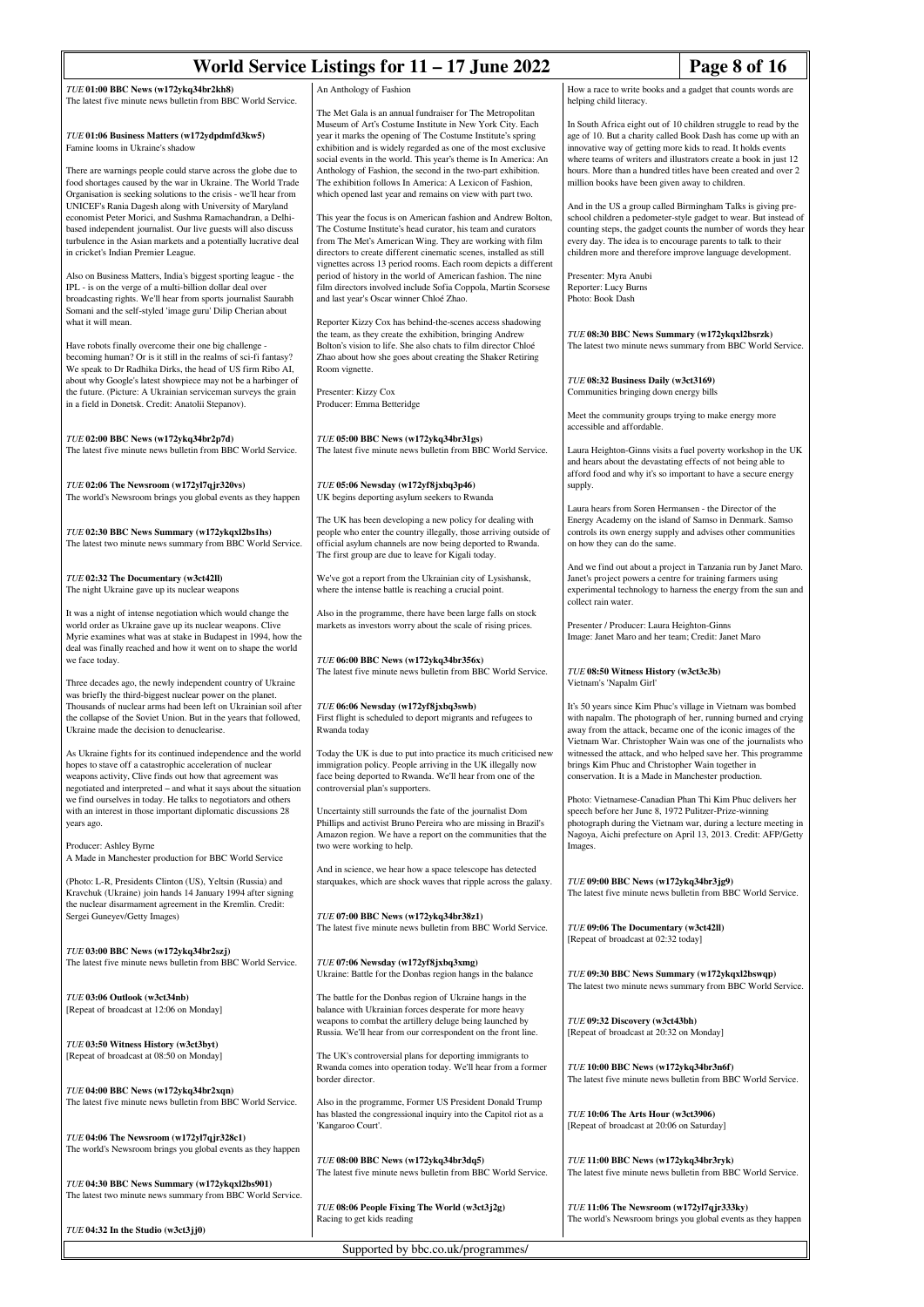# World Service Listings for 11 – 17 June 2022

*TUE* **01:00 BBC News (w172ykq34br2kh8)**
The latest five minute news bulletin from BBC World Service.

*TUE* **01:06 Business Matters (w172ydpdmfd3kw5)**
Famine looms in Ukraine's shadow

There are warnings people could starve across the globe due to food shortages caused by the war in Ukraine. The World Trade Organisation is seeking solutions to the crisis - we'll hear from UNICEF's Rania Dagesh along with University of Maryland economist Peter Morici, and Sushma Ramachandran, a Delhi-based independent journalist. Our live guests will also discuss turbulence in the Asian markets and a potentially lucrative deal in cricket's Indian Premier League.

Also on Business Matters, India's biggest sporting league - the IPL - is on the verge of a multi-billion dollar deal over broadcasting rights. We'll hear from sports journalist Saurabh Somani and the self-styled 'image guru' Dilip Cherian about what it will mean.

Have robots finally overcome their one big challenge - becoming human? Or is it still in the realms of sci-fi fantasy? We speak to Dr Radhika Dirks, the head of US firm Ribo AI, about why Google's latest showpiece may not be a harbinger of the future. (Picture: A Ukrainian serviceman surveys the grain in a field in Donetsk. Credit: Anatolii Stepanov).

*TUE* **02:00 BBC News (w172ykq34br2p7d)**
The latest five minute news bulletin from BBC World Service.

*TUE* **02:06 The Newsroom (w172yl7qjr320vs)**
The world's Newsroom brings you global events as they happen

*TUE* **02:30 BBC News Summary (w172ykqxl2bs1hs)**
The latest two minute news summary from BBC World Service.

*TUE* **02:32 The Documentary (w3ct42ll)**
The night Ukraine gave up its nuclear weapons

It was a night of intense negotiation which would change the world order as Ukraine gave up its nuclear weapons. Clive Myrie examines what was at stake in Budapest in 1994, how the deal was finally reached and how it went on to shape the world we face today.

Three decades ago, the newly independent country of Ukraine was briefly the third-biggest nuclear power on the planet. Thousands of nuclear arms had been left on Ukrainian soil after the collapse of the Soviet Union. But in the years that followed, Ukraine made the decision to denuclearise.

As Ukraine fights for its continued independence and the world hopes to stave off a catastrophic acceleration of nuclear weapons activity, Clive finds out how that agreement was negotiated and interpreted – and what it says about the situation we find ourselves in today. He talks to negotiators and others with an interest in those important diplomatic discussions 28 years ago.

Producer: Ashley Byrne
A Made in Manchester production for BBC World Service

(Photo: L-R, Presidents Clinton (US), Yeltsin (Russia) and Kravchuk (Ukraine) join hands 14 January 1994 after signing the nuclear disarmament agreement in the Kremlin. Credit: Sergei Guneyev/Getty Images)

*TUE* **03:00 BBC News (w172ykq34br2szj)**
The latest five minute news bulletin from BBC World Service.

*TUE* **03:06 Outlook (w3ct34nb)**
[Repeat of broadcast at 12:06 on Monday]

*TUE* **03:50 Witness History (w3ct3byt)**
[Repeat of broadcast at 08:50 on Monday]

*TUE* **04:00 BBC News (w172ykq34br2xqn)**
The latest five minute news bulletin from BBC World Service.

*TUE* **04:06 The Newsroom (w172yl7qjr328c1)**
The world's Newsroom brings you global events as they happen

*TUE* **04:30 BBC News Summary (w172ykqxl2bs901)**
The latest two minute news summary from BBC World Service.

*TUE* **04:32 In the Studio (w3ct3jj0)**
An Anthology of Fashion

The Met Gala is an annual fundraiser for The Metropolitan Museum of Art's Costume Institute in New York City. Each year it marks the opening of The Costume Institute's spring exhibition and is widely regarded as one of the most exclusive social events in the world. This year's theme is In America: An Anthology of Fashion, the second in the two-part exhibition. The exhibition follows In America: A Lexicon of Fashion, which opened last year and remains on view with part two.

This year the focus is on American fashion and Andrew Bolton, The Costume Institute's head curator, his team and curators from The Met's American Wing. They are working with film directors to create different cinematic scenes, installed as still vignettes across 13 period rooms. Each room depicts a different period of history in the world of American fashion. The nine film directors involved include Sofia Coppola, Martin Scorsese and last year's Oscar winner Chloé Zhao.

Reporter Kizzy Cox has behind-the-scenes access shadowing the team, as they create the exhibition, bringing Andrew Bolton's vision to life. She also chats to film director Chloé Zhao about how she goes about creating the Shaker Retiring Room vignette.

Presenter: Kizzy Cox
Producer: Emma Betteridge

*TUE* **05:00 BBC News (w172ykq34br31gs)**
The latest five minute news bulletin from BBC World Service.

*TUE* **05:06 Newsday (w172yf8jxbq3p46)**
UK begins deporting asylum seekers to Rwanda

The UK has been developing a new policy for dealing with people who enter the country illegally, those arriving outside of official asylum channels are now being deported to Rwanda. The first group are due to leave for Kigali today.

We've got a report from the Ukrainian city of Lysishansk, where the intense battle is reaching a crucial point.

Also in the programme, there have been large falls on stock markets as investors worry about the scale of rising prices.

*TUE* **06:00 BBC News (w172ykq34br356x)**
The latest five minute news bulletin from BBC World Service.

*TUE* **06:06 Newsday (w172yf8jxbq3swb)**
First flight is scheduled to deport migrants and refugees to Rwanda today

Today the UK is due to put into practice its much criticised new immigration policy. People arriving in the UK illegally now face being deported to Rwanda. We'll hear from one of the controversial plan's supporters.

Uncertainty still surrounds the fate of the journalist Dom Phillips and activist Bruno Pereira who are missing in Brazil's Amazon region. We have a report on the communities that the two were working to help.

And in science, we hear how a space telescope has detected starquakes, which are shock waves that ripple across the galaxy.

*TUE* **07:00 BBC News (w172ykq34br38z1)**
The latest five minute news bulletin from BBC World Service.

*TUE* **07:06 Newsday (w172yf8jxbq3xmg)**
Ukraine: Battle for the Donbas region hangs in the balance

The battle for the Donbas region of Ukraine hangs in the balance with Ukrainian forces desperate for more heavy weapons to combat the artillery deluge being launched by Russia. We'll hear from our correspondent on the front line.

The UK's controversial plans for deporting immigrants to Rwanda comes into operation today. We'll hear from a former border director.

Also in the programme, Former US President Donald Trump has blasted the congressional inquiry into the Capitol riot as a 'Kangaroo Court'.

*TUE* **08:00 BBC News (w172ykq34br3dq5)**
The latest five minute news bulletin from BBC World Service.

*TUE* **08:06 People Fixing The World (w3ct3j2g)**
Racing to get kids reading

How a race to write books and a gadget that counts words are helping child literacy.

In South Africa eight out of 10 children struggle to read by the age of 10. But a charity called Book Dash has come up with an innovative way of getting more kids to read. It holds events where teams of writers and illustrators create a book in just 12 hours. More than a hundred titles have been created and over 2 million books have been given away to children.

And in the US a group called Birmingham Talks is giving pre-school children a pedometer-style gadget to wear. But instead of counting steps, the gadget counts the number of words they hear every day. The idea is to encourage parents to talk to their children more and therefore improve language development.

Presenter: Myra Anubi
Reporter: Lucy Burns
Photo: Book Dash

*TUE* **08:30 BBC News Summary (w172ykqxl2bsrzk)**
The latest two minute news summary from BBC World Service.

*TUE* **08:32 Business Daily (w3ct3169)**
Communities bringing down energy bills

Meet the community groups trying to make energy more accessible and affordable.

Laura Heighton-Ginns visits a fuel poverty workshop in the UK and hears about the devastating effects of not being able to afford food and why it's so important to have a secure energy supply.

Laura hears from Soren Hermansen - the Director of the Energy Academy on the island of Samso in Denmark. Samso controls its own energy supply and advises other communities on how they can do the same.

And we find out about a project in Tanzania run by Janet Maro. Janet's project powers a centre for training farmers using experimental technology to harness the energy from the sun and collect rain water.

Presenter / Producer: Laura Heighton-Ginns
Image: Janet Maro and her team; Credit: Janet Maro

*TUE* **08:50 Witness History (w3ct3c3b)**
Vietnam's 'Napalm Girl'

It's 50 years since Kim Phuc's village in Vietnam was bombed with napalm. The photograph of her, running burned and crying away from the attack, became one of the iconic images of the Vietnam War. Christopher Wain was one of the journalists who witnessed the attack, and who helped save her. This programme brings Kim Phuc and Christopher Wain together in conservation. It is a Made in Manchester production.

Photo: Vietnamese-Canadian Phan Thi Kim Phuc delivers her speech before her June 8, 1972 Pulitzer-Prize-winning photograph during the Vietnam war, during a lecture meeting in Nagoya, Aichi prefecture on April 13, 2013. Credit: AFP/Getty Images.

*TUE* **09:00 BBC News (w172ykq34br3jg9)**
The latest five minute news bulletin from BBC World Service.

*TUE* **09:06 The Documentary (w3ct42ll)**
[Repeat of broadcast at 02:32 today]

*TUE* **09:30 BBC News Summary (w172ykqxl2bswqp)**
The latest two minute news summary from BBC World Service.

*TUE* **09:32 Discovery (w3ct43bh)**
[Repeat of broadcast at 20:32 on Monday]

*TUE* **10:00 BBC News (w172ykq34br3n6f)**
The latest five minute news bulletin from BBC World Service.

*TUE* **10:06 The Arts Hour (w3ct3906)**
[Repeat of broadcast at 20:06 on Saturday]

*TUE* **11:00 BBC News (w172ykq34br3ryk)**
The latest five minute news bulletin from BBC World Service.

*TUE* **11:06 The Newsroom (w172yl7qjr333ky)**
The world's Newsroom brings you global events as they happen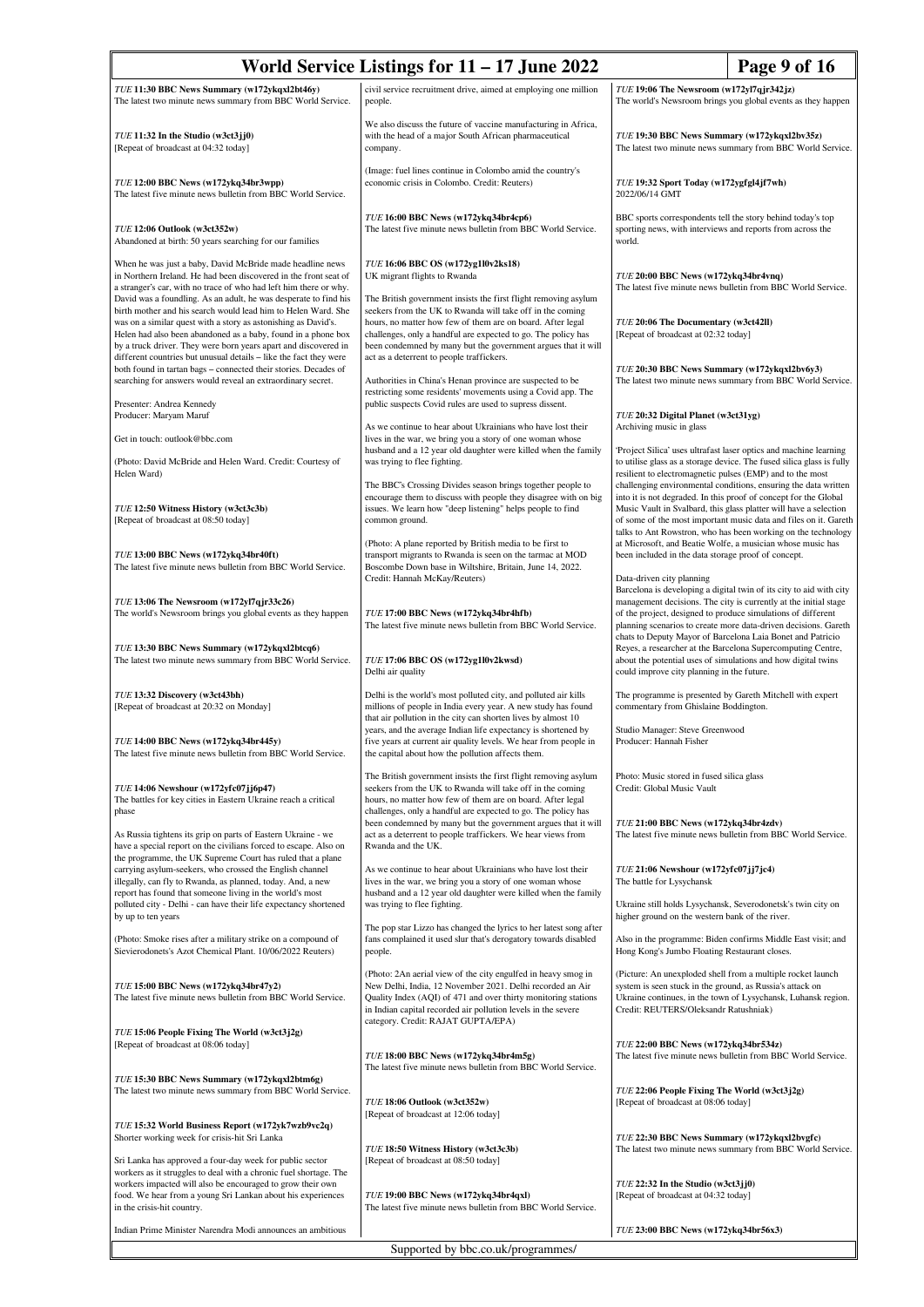*TUE* **11:30 BBC News Summary (w172ykqxl2bt46y)**
The latest two minute news summary from BBC World Service.

*TUE* **11:32 In the Studio (w3ct3jj0)**
[Repeat of broadcast at 04:32 today]

*TUE* **12:00 BBC News (w172ykq34br3wpp)**
The latest five minute news bulletin from BBC World Service.

*TUE* **12:06 Outlook (w3ct352w)**
Abandoned at birth: 50 years searching for our families

When he was just a baby, David McBride made headline news in Northern Ireland. He had been discovered in the front seat of a stranger's car, with no trace of who had left him there or why. David was a foundling. As an adult, he was desperate to find his birth mother and his search would lead him to Helen Ward. She was on a similar quest with a story as astonishing as David's. Helen had also been abandoned as a baby, found in a phone box by a truck driver. They were born years apart and discovered in different countries but unusual details – like the fact they were both found in tartan bags – connected their stories. Decades of searching for answers would reveal an extraordinary secret.

Presenter: Andrea Kennedy
Producer: Maryam Maruf

Get in touch: outlook@bbc.com

(Photo: David McBride and Helen Ward. Credit: Courtesy of Helen Ward)

*TUE* **12:50 Witness History (w3ct3c3b)**
[Repeat of broadcast at 08:50 today]

*TUE* **13:00 BBC News (w172ykq34br40ft)**
The latest five minute news bulletin from BBC World Service.

*TUE* **13:06 The Newsroom (w172yl7qjr33c26)**
The world's Newsroom brings you global events as they happen

*TUE* **13:30 BBC News Summary (w172ykqxl2btcq6)**
The latest two minute news summary from BBC World Service.

*TUE* **13:32 Discovery (w3ct43bh)**
[Repeat of broadcast at 20:32 on Monday]

*TUE* **14:00 BBC News (w172ykq34br445y)**
The latest five minute news bulletin from BBC World Service.

*TUE* **14:06 Newshour (w172yfc07jj6p47)**
The battles for key cities in Eastern Ukraine reach a critical phase

As Russia tightens its grip on parts of Eastern Ukraine - we have a special report on the civilians forced to escape. Also on the programme, the UK Supreme Court has ruled that a plane carrying asylum-seekers, who crossed the English channel illegally, can fly to Rwanda, as planned, today. And, a new report has found that someone living in the world's most polluted city - Delhi - can have their life expectancy shortened by up to ten years

(Photo: Smoke rises after a military strike on a compound of Sievierodonets's Azot Chemical Plant. 10/06/2022 Reuters)

*TUE* **15:00 BBC News (w172ykq34br47y2)**
The latest five minute news bulletin from BBC World Service.

*TUE* **15:06 People Fixing The World (w3ct3j2g)**
[Repeat of broadcast at 08:06 today]

*TUE* **15:30 BBC News Summary (w172ykqxl2btm6g)**
The latest two minute news summary from BBC World Service.

*TUE* **15:32 World Business Report (w172yk7wzb9vc2q)**
Shorter working week for crisis-hit Sri Lanka

Sri Lanka has approved a four-day week for public sector workers as it struggles to deal with a chronic fuel shortage. The workers impacted will also be encouraged to grow their own food. We hear from a young Sri Lankan about his experiences in the crisis-hit country.

Indian Prime Minister Narendra Modi announces an ambitious civil service recruitment drive, aimed at employing one million people.

We also discuss the future of vaccine manufacturing in Africa, with the head of a major South African pharmaceutical company.

(Image: fuel lines continue in Colombo amid the country's economic crisis in Colombo. Credit: Reuters)

*TUE* **16:00 BBC News (w172ykq34br4cp6)**
The latest five minute news bulletin from BBC World Service.

*TUE* **16:06 BBC OS (w172yg1l0v2ks18)**
UK migrant flights to Rwanda

The British government insists the first flight removing asylum seekers from the UK to Rwanda will take off in the coming hours, no matter how few of them are on board. After legal challenges, only a handful are expected to go. The policy has been condemned by many but the government argues that it will act as a deterrent to people traffickers.

Authorities in China's Henan province are suspected to be restricting some residents' movements using a Covid app. The public suspects Covid rules are used to supress dissent.

As we continue to hear about Ukrainians who have lost their lives in the war, we bring you a story of one woman whose husband and a 12 year old daughter were killed when the family was trying to flee fighting.

The BBC's Crossing Divides season brings together people to encourage them to discuss with people they disagree with on big issues. We learn how "deep listening" helps people to find common ground.

(Photo: A plane reported by British media to be first to transport migrants to Rwanda is seen on the tarmac at MOD Boscombe Down base in Wiltshire, Britain, June 14, 2022. Credit: Hannah McKay/Reuters)

*TUE* **17:00 BBC News (w172ykq34br4hfb)**
The latest five minute news bulletin from BBC World Service.

*TUE* **17:06 BBC OS (w172yg1l0v2kwsd)**
Delhi air quality

Delhi is the world's most polluted city, and polluted air kills millions of people in India every year. A new study has found that air pollution in the city can shorten lives by almost 10 years, and the average Indian life expectancy is shortened by five years at current air quality levels. We hear from people in the capital about how the pollution affects them.

The British government insists the first flight removing asylum seekers from the UK to Rwanda will take off in the coming hours, no matter how few of them are on board. After legal challenges, only a handful are expected to go. The policy has been condemned by many but the government argues that it will act as a deterrent to people traffickers. We hear views from Rwanda and the UK.

As we continue to hear about Ukrainians who have lost their lives in the war, we bring you a story of one woman whose husband and a 12 year old daughter were killed when the family was trying to flee fighting.

The pop star Lizzo has changed the lyrics to her latest song after fans complained it used slur that's derogatory towards disabled people.

(Photo: 2An aerial view of the city engulfed in heavy smog in New Delhi, India, 12 November 2021. Delhi recorded an Air Quality Index (AQI) of 471 and over thirty monitoring stations in Indian capital recorded air pollution levels in the severe category. Credit: RAJAT GUPTA/EPA)

*TUE* **18:00 BBC News (w172ykq34br4m5g)**
The latest five minute news bulletin from BBC World Service.

*TUE* **18:06 Outlook (w3ct352w)**
[Repeat of broadcast at 12:06 today]

*TUE* **18:50 Witness History (w3ct3c3b)**
[Repeat of broadcast at 08:50 today]

*TUE* **19:00 BBC News (w172ykq34br4qxl)**
The latest five minute news bulletin from BBC World Service.

*TUE* **19:06 The Newsroom (w172yl7qjr342jz)**
The world's Newsroom brings you global events as they happen

*TUE* **19:30 BBC News Summary (w172ykqxl2bv35z)**
The latest two minute news summary from BBC World Service.

*TUE* **19:32 Sport Today (w172ygfgl4jf7wh)**
2022/06/14 GMT

BBC sports correspondents tell the story behind today's top sporting news, with interviews and reports from across the world.

*TUE* **20:00 BBC News (w172ykq34br4vnq)**
The latest five minute news bulletin from BBC World Service.

*TUE* **20:06 The Documentary (w3ct42ll)**
[Repeat of broadcast at 02:32 today]

*TUE* **20:30 BBC News Summary (w172ykqxl2bv6y3)**
The latest two minute news summary from BBC World Service.

*TUE* **20:32 Digital Planet (w3ct31yg)**
Archiving music in glass

'Project Silica' uses ultrafast laser optics and machine learning to utilise glass as a storage device. The fused silica glass is fully resilient to electromagnetic pulses (EMP) and to the most challenging environmental conditions, ensuring the data written into it is not degraded. In this proof of concept for the Global Music Vault in Svalbard, this glass platter will have a selection of some of the most important music data and files on it. Gareth talks to Ant Rowstron, who has been working on the technology at Microsoft, and Beatie Wolfe, a musician whose music has been included in the data storage proof of concept.

Data-driven city planning
Barcelona is developing a digital twin of its city to aid with city management decisions. The city is currently at the initial stage of the project, designed to produce simulations of different planning scenarios to create more data-driven decisions. Gareth chats to Deputy Mayor of Barcelona Laia Bonet and Patricio Reyes, a researcher at the Barcelona Supercomputing Centre, about the potential uses of simulations and how digital twins could improve city planning in the future.

The programme is presented by Gareth Mitchell with expert commentary from Ghislaine Boddington.

Studio Manager: Steve Greenwood
Producer: Hannah Fisher

Photo: Music stored in fused silica glass
Credit: Global Music Vault

*TUE* **21:00 BBC News (w172ykq34br4zdv)**
The latest five minute news bulletin from BBC World Service.

*TUE* **21:06 Newshour (w172yfc07jj7jc4)**
The battle for Lysychansk

Ukraine still holds Lysychansk, Severodonetsk's twin city on higher ground on the western bank of the river.

Also in the programme: Biden confirms Middle East visit; and Hong Kong's Jumbo Floating Restaurant closes.

(Picture: An unexploded shell from a multiple rocket launch system is seen stuck in the ground, as Russia's attack on Ukraine continues, in the town of Lysychansk, Luhansk region. Credit: REUTERS/Oleksandr Ratushniak)

*TUE* **22:00 BBC News (w172ykq34br534z)**
The latest five minute news bulletin from BBC World Service.

*TUE* **22:06 People Fixing The World (w3ct3j2g)**
[Repeat of broadcast at 08:06 today]

*TUE* **22:30 BBC News Summary (w172ykqxl2bvgfc)**
The latest two minute news summary from BBC World Service.

*TUE* **22:32 In the Studio (w3ct3jj0)**
[Repeat of broadcast at 04:32 today]

*TUE* **23:00 BBC News (w172ykq34br56x3)**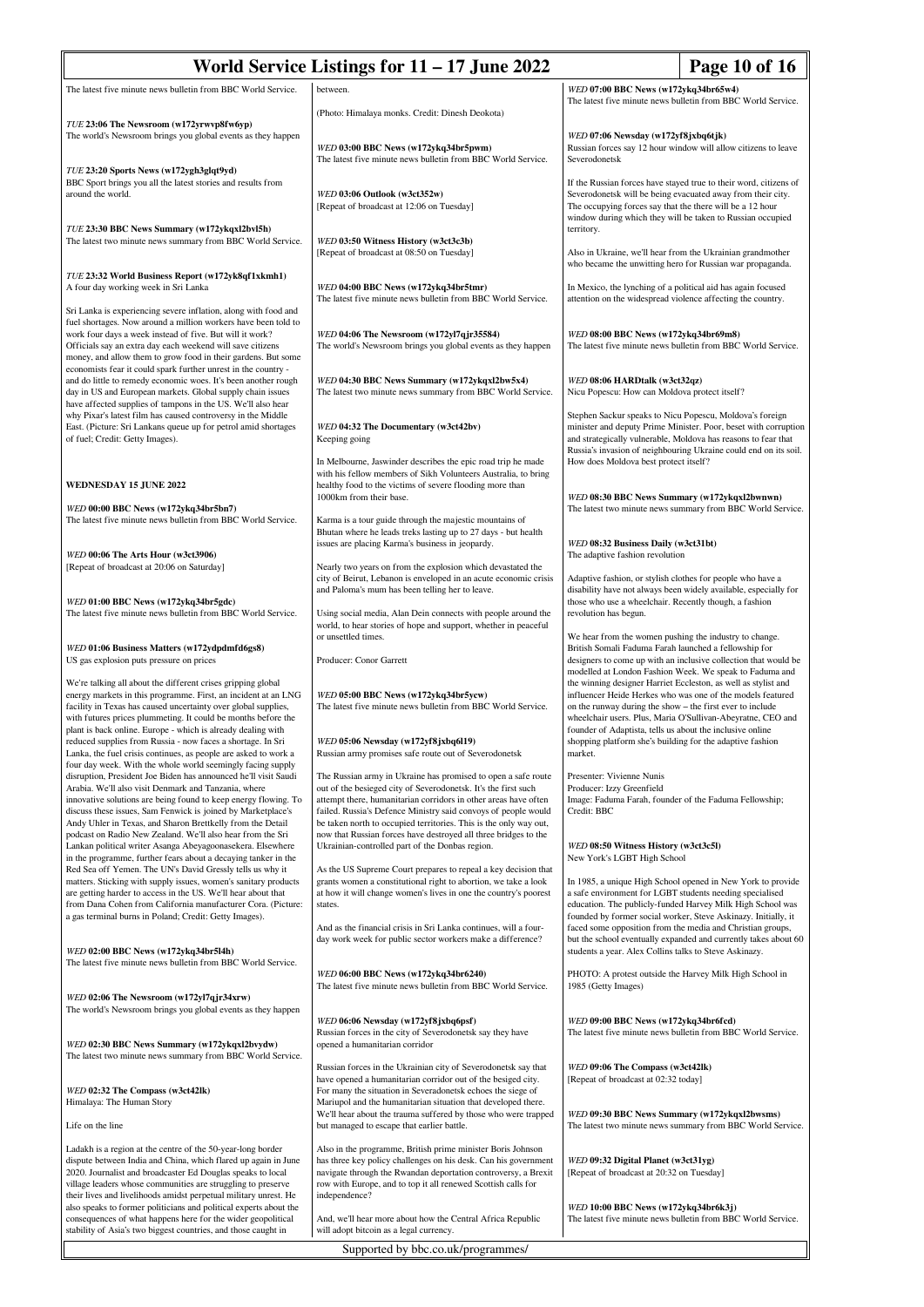The latest five minute news bulletin from BBC World Service.

*TUE* **23:06 The Newsroom (w172yrwvp8fw6yp)**
The world's Newsroom brings you global events as they happen

*TUE* **23:20 Sports News (w172ygh3glqt9yd)**
BBC Sport brings you all the latest stories and results from around the world.

*TUE* **23:30 BBC News Summary (w172ykqxl2bvl5h)**
The latest two minute news summary from BBC World Service.

*TUE* **23:32 World Business Report (w172yk8qf1xkmh1)**
A four day working week in Sri Lanka

Sri Lanka is experiencing severe inflation, along with food and fuel shortages. Now around a million workers have been told to work four days a week instead of five. But will it work? Officials say an extra day each weekend will save citizens money, and allow them to grow food in their gardens. But some economists fear it could spark further unrest in the country - and do little to remedy economic woes. It's been another rough day in US and European markets. Global supply chain issues have affected supplies of tampons in the US. We'll also hear why Pixar's latest film has caused controversy in the Middle East. (Picture: Sri Lankans queue up for petrol amid shortages of fuel; Credit: Getty Images).

## WEDNESDAY 15 JUNE 2022

*WED* **00:00 BBC News (w172ykq34br5bn7)**
The latest five minute news bulletin from BBC World Service.

*WED* **00:06 The Arts Hour (w3ct3906)**
[Repeat of broadcast at 20:06 on Saturday]

*WED* **01:00 BBC News (w172ykq34br5gdc)**
The latest five minute news bulletin from BBC World Service.

*WED* **01:06 Business Matters (w172ydpdmfd6gs8)**
US gas explosion puts pressure on prices

We're talking all about the different crises gripping global energy markets in this programme. First, an incident at an LNG facility in Texas has caused uncertainty over global supplies, with futures prices plummeting. It could be months before the plant is back online. Europe - which is already dealing with reduced supplies from Russia - now faces a shortage. In Sri Lanka, the fuel crisis continues, as people are asked to work a four day week. With the whole world seemingly facing supply disruption, President Joe Biden has announced he'll visit Saudi Arabia. We'll also visit Denmark and Tanzania, where innovative solutions are being found to keep energy flowing. To discuss these issues, Sam Fenwick is joined by Marketplace's Andy Uhler in Texas, and Sharon Brettkelly from the Detail podcast on Radio New Zealand. We'll also hear from the Sri Lankan political writer Asanga Abeyagoonasekera. Elsewhere in the programme, further fears about a decaying tanker in the Red Sea off Yemen. The UN's David Gressly tells us why it matters. Sticking with supply issues, women's sanitary products are getting harder to access in the US. We'll hear about that from Dana Cohen from California manufacturer Cora. (Picture: a gas terminal burns in Poland; Credit: Getty Images).

*WED* **02:00 BBC News (w172ykq34br5l4h)**
The latest five minute news bulletin from BBC World Service.

*WED* **02:06 The Newsroom (w172yl7qjr34xrw)**
The world's Newsroom brings you global events as they happen

*WED* **02:30 BBC News Summary (w172ykqxl2bvydw)**
The latest two minute news summary from BBC World Service.

*WED* **02:32 The Compass (w3ct42lk)**
Himalaya: The Human Story

Life on the line

Ladakh is a region at the centre of the 50-year-long border dispute between India and China, which flared up again in June 2020. Journalist and broadcaster Ed Douglas speaks to local village leaders whose communities are struggling to preserve their lives and livelihoods amidst perpetual military unrest. He also speaks to former politicians and political experts about the consequences of what happens here for the wider geopolitical stability of Asia's two biggest countries, and those caught in between.

(Photo: Himalaya monks. Credit: Dinesh Deokota)

*WED* **03:00 BBC News (w172ykq34br5pwm)**
The latest five minute news bulletin from BBC World Service.

*WED* **03:06 Outlook (w3ct352w)**
[Repeat of broadcast at 12:06 on Tuesday]

*WED* **03:50 Witness History (w3ct3c3b)**
[Repeat of broadcast at 08:50 on Tuesday]

*WED* **04:00 BBC News (w172ykq34br5tmr)**
The latest five minute news bulletin from BBC World Service.

*WED* **04:06 The Newsroom (w172yl7qjr35584)**
The world's Newsroom brings you global events as they happen

*WED* **04:30 BBC News Summary (w172ykqxl2bw5x4)**
The latest two minute news summary from BBC World Service.

*WED* **04:32 The Documentary (w3ct42bv)**
Keeping going

In Melbourne, Jaswinder describes the epic road trip he made with his fellow members of Sikh Volunteers Australia, to bring healthy food to the victims of severe flooding more than 1000km from their base.

Karma is a tour guide through the majestic mountains of Bhutan where he leads treks lasting up to 27 days - but health issues are placing Karma's business in jeopardy.

Nearly two years on from the explosion which devastated the city of Beirut, Lebanon is enveloped in an acute economic crisis and Paloma's mum has been telling her to leave.

Using social media, Alan Dein connects with people around the world, to hear stories of hope and support, whether in peaceful or unsettled times.

Producer: Conor Garrett

*WED* **05:00 BBC News (w172ykq34br5ycw)**
The latest five minute news bulletin from BBC World Service.

*WED* **05:06 Newsday (w172yf8jxbq6l19)**
Russian army promises safe route out of Severodonetsk

The Russian army in Ukraine has promised to open a safe route out of the besieged city of Severodonetsk. It's the first such attempt there, humanitarian corridors in other areas have often failed. Russia's Defence Ministry said convoys of people would be taken north to occupied territories. This is the only way out, now that Russian forces have destroyed all three bridges to the Ukrainian-controlled part of the Donbas region.

As the US Supreme Court prepares to repeal a key decision that grants women a constitutional right to abortion, we take a look at how it will change women's lives in one the country's poorest states.

And as the financial crisis in Sri Lanka continues, will a four-day work week for public sector workers make a difference?

*WED* **06:00 BBC News (w172ykq34br6240)**
The latest five minute news bulletin from BBC World Service.

*WED* **06:06 Newsday (w172yf8jxbq6psf)**
Russian forces in the city of Severodonetsk say they have opened a humanitarian corridor

Russian forces in the Ukrainian city of Severodonetsk say that have opened a humanitarian corridor out of the besiged city. For many the situation in Severadonetsk echoes the siege of Mariupol and the humanitarian situation that developed there. We'll hear about the trauma suffered by those who were trapped but managed to escape that earlier battle.

Also in the programme, British prime minister Boris Johnson has three key policy challenges on his desk. Can his government navigate through the Rwandan deportation controversy, a Brexit row with Europe, and to top it all renewed Scottish calls for independence?

And, we'll hear more about how the Central Africa Republic will adopt bitcoin as a legal currency.

*WED* **07:00 BBC News (w172ykq34br65w4)**
The latest five minute news bulletin from BBC World Service.

*WED* **07:06 Newsday (w172yf8jxbq6tjk)**
Russian forces say 12 hour window will allow citizens to leave Severodonetsk

If the Russian forces have stayed true to their word, citizens of Severodonetsk will be being evacuated away from their city. The occupying forces say that the there will be a 12 hour window during which they will be taken to Russian occupied territory.

Also in Ukraine, we'll hear from the Ukrainian grandmother who became the unwitting hero for Russian war propaganda.

In Mexico, the lynching of a political aid has again focused attention on the widespread violence affecting the country.

*WED* **08:00 BBC News (w172ykq34br69m8)**
The latest five minute news bulletin from BBC World Service.

*WED* **08:06 HARDtalk (w3ct32qz)**
Nicu Popescu: How can Moldova protect itself?

Stephen Sackur speaks to Nicu Popescu, Moldova's foreign minister and deputy Prime Minister. Poor, beset with corruption and strategically vulnerable, Moldova has reasons to fear that Russia's invasion of neighbouring Ukraine could end on its soil. How does Moldova best protect itself?

*WED* **08:30 BBC News Summary (w172ykqxl2bwnwn)**
The latest two minute news summary from BBC World Service.

*WED* **08:32 Business Daily (w3ct31bt)**
The adaptive fashion revolution

Adaptive fashion, or stylish clothes for people who have a disability have not always been widely available, especially for those who use a wheelchair. Recently though, a fashion revolution has begun.

We hear from the women pushing the industry to change. British Somali Faduma Farah launched a fellowship for designers to come up with an inclusive collection that would be modelled at London Fashion Week. We speak to Faduma and the winning designer Harriet Eccleston, as well as stylist and influencer Heide Herkes who was one of the models featured on the runway during the show – the first ever to include wheelchair users. Plus, Maria O'Sullivan-Abeyratne, CEO and founder of Adaptista, tells us about the inclusive online shopping platform she's building for the adaptive fashion market.

Presenter: Vivienne Nunis
Producer: Izzy Greenfield
Image: Faduma Farah, founder of the Faduma Fellowship; Credit: BBC

*WED* **08:50 Witness History (w3ct3c5l)**
New York's LGBT High School

In 1985, a unique High School opened in New York to provide a safe environment for LGBT students needing specialised education. The publicly-funded Harvey Milk High School was founded by former social worker, Steve Askinazy. Initially, it faced some opposition from the media and Christian groups, but the school eventually expanded and currently takes about 60 students a year. Alex Collins talks to Steve Askinazy.

PHOTO: A protest outside the Harvey Milk High School in 1985 (Getty Images)

*WED* **09:00 BBC News (w172ykq34br6fcd)**
The latest five minute news bulletin from BBC World Service.

*WED* **09:06 The Compass (w3ct42lk)**
[Repeat of broadcast at 02:32 today]

*WED* **09:30 BBC News Summary (w172ykqxl2bwsms)**
The latest two minute news summary from BBC World Service.

*WED* **09:32 Digital Planet (w3ct31yg)**
[Repeat of broadcast at 20:32 on Tuesday]

*WED* **10:00 BBC News (w172ykq34br6k3j)**
The latest five minute news bulletin from BBC World Service.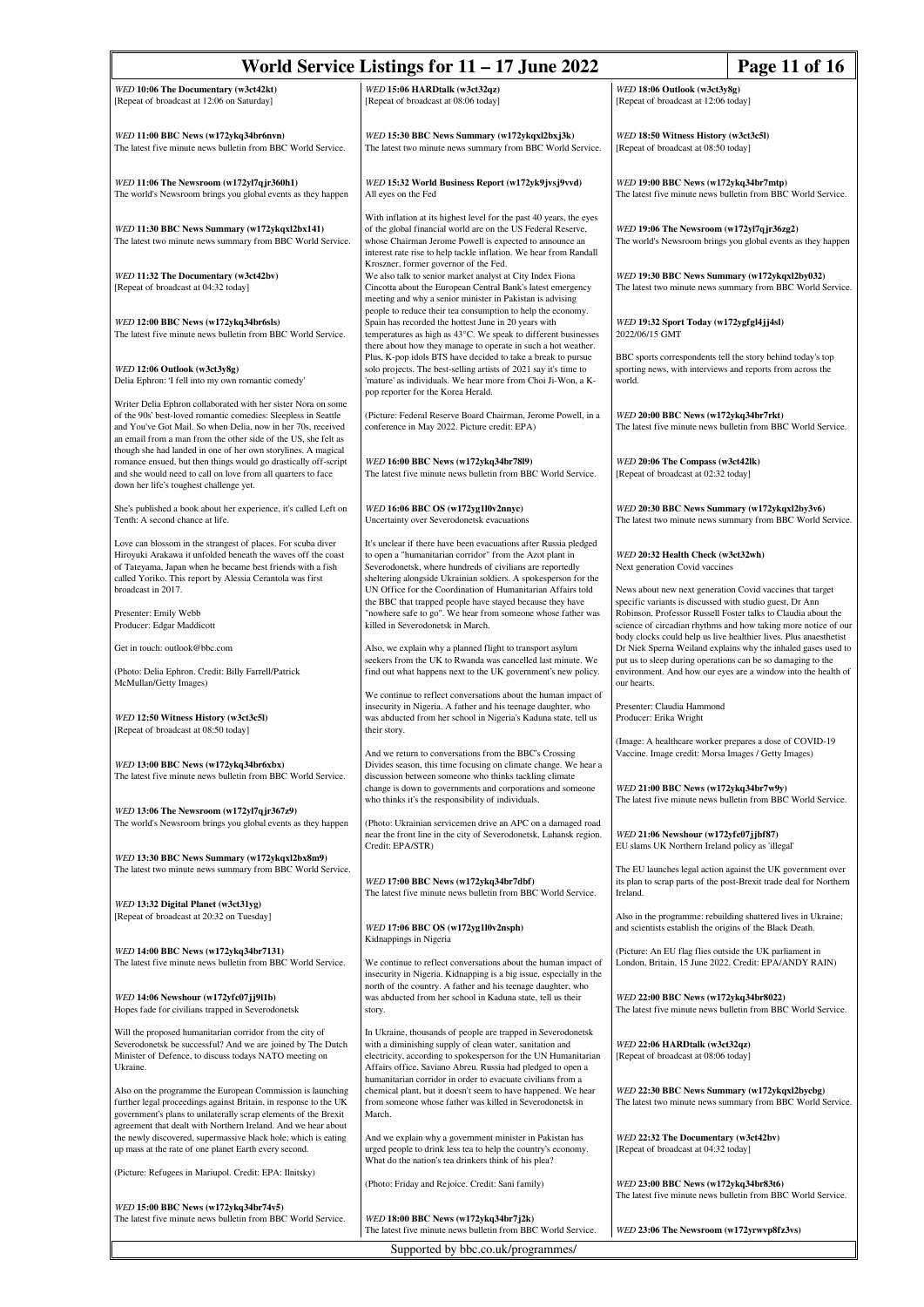**WED 10:06 The Documentary (w3ct42kt)**
[Repeat of broadcast at 12:06 on Saturday]

**WED 11:00 BBC News (w172ykq34br6nvn)**
The latest five minute news bulletin from BBC World Service.

**WED 11:06 The Newsroom (w172yl7qjr360h1)**
The world's Newsroom brings you global events as they happen

**WED 11:30 BBC News Summary (w172ykqxl2bx141)**
The latest two minute news summary from BBC World Service.

**WED 11:32 The Documentary (w3ct42bv)**
[Repeat of broadcast at 04:32 today]

**WED 12:00 BBC News (w172ykq34br6sls)**
The latest five minute news bulletin from BBC World Service.

**WED 12:06 Outlook (w3ct3y8g)**
Delia Ephron: 'I fell into my own romantic comedy'

Writer Delia Ephron collaborated with her sister Nora on some of the 90s' best-loved romantic comedies: Sleepless in Seattle and You've Got Mail. So when Delia, now in her 70s, received an email from a man from the other side of the US, she felt as though she had landed in one of her own storylines. A magical romance ensued, but then things would go drastically off-script and she would need to call on love from all quarters to face down her life's toughest challenge yet.

She's published a book about her experience, it's called Left on Tenth: A second chance at life.

Love can blossom in the strangest of places. For scuba diver Hiroyuki Arakawa it unfolded beneath the waves off the coast of Tateyama, Japan when he became best friends with a fish called Yoriko. This report by Alessia Cerantola was first broadcast in 2017.

Presenter: Emily Webb
Producer: Edgar Maddicott

Get in touch: outlook@bbc.com

(Photo: Delia Ephron. Credit: Billy Farrell/Patrick McMullan/Getty Images)

**WED 12:50 Witness History (w3ct3c5l)**
[Repeat of broadcast at 08:50 today]

**WED 13:00 BBC News (w172ykq34br6xbx)**
The latest five minute news bulletin from BBC World Service.

**WED 13:06 The Newsroom (w172yl7qjr367z9)**
The world's Newsroom brings you global events as they happen

**WED 13:30 BBC News Summary (w172ykqxl2bx8m9)**
The latest two minute news summary from BBC World Service.

**WED 13:32 Digital Planet (w3ct31yg)**
[Repeat of broadcast at 20:32 on Tuesday]

**WED 14:00 BBC News (w172ykq34br7131)**
The latest five minute news bulletin from BBC World Service.

**WED 14:06 Newshour (w172yfc07jj9l1b)**
Hopes fade for civilians trapped in Severodonetsk

Will the proposed humanitarian corridor from the city of Severodonetsk be successful? And we are joined by The Dutch Minister of Defence, to discuss todays NATO meeting on Ukraine.

Also on the programme the European Commission is launching further legal proceedings against Britain, in response to the UK government's plans to unilaterally scrap elements of the Brexit agreement that dealt with Northern Ireland. And we hear about the newly discovered, supermassive black hole; which is eating up mass at the rate of one planet Earth every second.

(Picture: Refugees in Mariupol. Credit: EPA: Ilnitsky)

**WED 15:00 BBC News (w172ykq34br74v5)**
The latest five minute news bulletin from BBC World Service.

**WED 15:06 HARDtalk (w3ct32qz)**
[Repeat of broadcast at 08:06 today]

**WED 15:30 BBC News Summary (w172ykqxl2bxj3k)**
The latest two minute news summary from BBC World Service.

**WED 15:32 World Business Report (w172yk9jvsj9vvd)**
All eyes on the Fed

With inflation at its highest level for the past 40 years, the eyes of the global financial world are on the US Federal Reserve, whose Chairman Jerome Powell is expected to announce an interest rate rise to help tackle inflation. We hear from Randall Kroszner, former governor of the Fed.
We also talk to senior market analyst at City Index Fiona Cincotta about the European Central Bank's latest emergency meeting and why a senior minister in Pakistan is advising people to reduce their tea consumption to help the economy.
Spain has recorded the hottest June in 20 years with temperatures as high as 43°C. We speak to different businesses there about how they manage to operate in such a hot weather.
Plus, K-pop idols BTS have decided to take a break to pursue solo projects. The best-selling artists of 2021 say it's time to 'mature' as individuals. We hear more from Choi Ji-Won, a K-pop reporter for the Korea Herald.

(Picture: Federal Reserve Board Chairman, Jerome Powell, in a conference in May 2022. Picture credit: EPA)

**WED 16:00 BBC News (w172ykq34br78l9)**
The latest five minute news bulletin from BBC World Service.

**WED 16:06 BBC OS (w172yg1l0v2nnyc)**
Uncertainty over Severodonetsk evacuations

It's unclear if there have been evacuations after Russia pledged to open a "humanitarian corridor" from the Azot plant in Severodonetsk, where hundreds of civilians are reportedly sheltering alongside Ukrainian soldiers. A spokesperson for the UN Office for the Coordination of Humanitarian Affairs told the BBC that trapped people have stayed because they have "nowhere safe to go". We hear from someone whose father was killed in Severodonetsk in March.

Also, we explain why a planned flight to transport asylum seekers from the UK to Rwanda was cancelled last minute. We find out what happens next to the UK government's new policy.

We continue to reflect conversations about the human impact of insecurity in Nigeria. A father and his teenage daughter, who was abducted from her school in Nigeria's Kaduna state, tell us their story.

And we return to conversations from the BBC's Crossing Divides season, this time focusing on climate change. We hear a discussion between someone who thinks tackling climate change is down to governments and corporations and someone who thinks it's the responsibility of individuals.

(Photo: Ukrainian servicemen drive an APC on a damaged road near the front line in the city of Severodonetsk, Luhansk region. Credit: EPA/STR)

**WED 17:00 BBC News (w172ykq34br7dbf)**
The latest five minute news bulletin from BBC World Service.

**WED 17:06 BBC OS (w172yg1l0v2nsph)**
Kidnappings in Nigeria

We continue to reflect conversations about the human impact of insecurity in Nigeria. Kidnapping is a big issue, especially in the north of the country. A father and his teenage daughter, who was abducted from her school in Kaduna state, tell us their story.

In Ukraine, thousands of people are trapped in Severodonetsk with a diminishing supply of clean water, sanitation and electricity, according to spokesperson for the UN Humanitarian Affairs office, Saviano Abreu. Russia had pledged to open a humanitarian corridor in order to evacuate civilians from a chemical plant, but it doesn't seem to have happened. We hear from someone whose father was killed in Severodonetsk in March.

And we explain why a government minister in Pakistan has urged people to drink less tea to help the country's economy. What do the nation's tea drinkers think of his plea?

(Photo: Friday and Rejoice. Credit: Sani family)

**WED 18:00 BBC News (w172ykq34br7j2k)**
The latest five minute news bulletin from BBC World Service.

**WED 18:06 Outlook (w3ct3y8g)**
[Repeat of broadcast at 12:06 today]

**WED 18:50 Witness History (w3ct3c5l)**
[Repeat of broadcast at 08:50 today]

**WED 19:00 BBC News (w172ykq34br7mtp)**
The latest five minute news bulletin from BBC World Service.

**WED 19:06 The Newsroom (w172yl7qjr36zg2)**
The world's Newsroom brings you global events as they happen

**WED 19:30 BBC News Summary (w172ykqxl2by032)**
The latest two minute news summary from BBC World Service.

**WED 19:32 Sport Today (w172ygfgl4jj4sl)**
2022/06/15 GMT

BBC sports correspondents tell the story behind today's top sporting news, with interviews and reports from across the world.

**WED 20:00 BBC News (w172ykq34br7rkt)**
The latest five minute news bulletin from BBC World Service.

**WED 20:06 The Compass (w3ct42lk)**
[Repeat of broadcast at 02:32 today]

**WED 20:30 BBC News Summary (w172ykqxl2by3v6)**
The latest two minute news summary from BBC World Service.

**WED 20:32 Health Check (w3ct32wh)**
Next generation Covid vaccines

News about new next generation Covid vaccines that target specific variants is discussed with studio guest, Dr Ann Robinson. Professor Russell Foster talks to Claudia about the science of circadian rhythms and how taking more notice of our body clocks could help us live healthier lives. Plus anaesthetist Dr Niek Sperna Weiland explains why the inhaled gases used to put us to sleep during operations can be so damaging to the environment. And how our eyes are a window into the health of our hearts.

Presenter: Claudia Hammond
Producer: Erika Wright

(Image: A healthcare worker prepares a dose of COVID-19 Vaccine. Image credit: Morsa Images / Getty Images)

**WED 21:00 BBC News (w172ykq34br7w9y)**
The latest five minute news bulletin from BBC World Service.

**WED 21:06 Newshour (w172yfc07jjbf87)**
EU slams UK Northern Ireland policy as 'illegal'

The EU launches legal action against the UK government over its plan to scrap parts of the post-Brexit trade deal for Northern Ireland.

Also in the programme: rebuilding shattered lives in Ukraine; and scientists establish the origins of the Black Death.

(Picture: An EU flag flies outside the UK parliament in London, Britain, 15 June 2022. Credit: EPA/ANDY RAIN)

**WED 22:00 BBC News (w172ykq34br8022)**
The latest five minute news bulletin from BBC World Service.

**WED 22:06 HARDtalk (w3ct32qz)**
[Repeat of broadcast at 08:06 today]

**WED 22:30 BBC News Summary (w172ykqxl2bycbg)**
The latest two minute news summary from BBC World Service.

**WED 22:32 The Documentary (w3ct42bv)**
[Repeat of broadcast at 04:32 today]

**WED 23:00 BBC News (w172ykq34br83t6)**
The latest five minute news bulletin from BBC World Service.

**WED 23:06 The Newsroom (w172yrwvp8fz3vs)**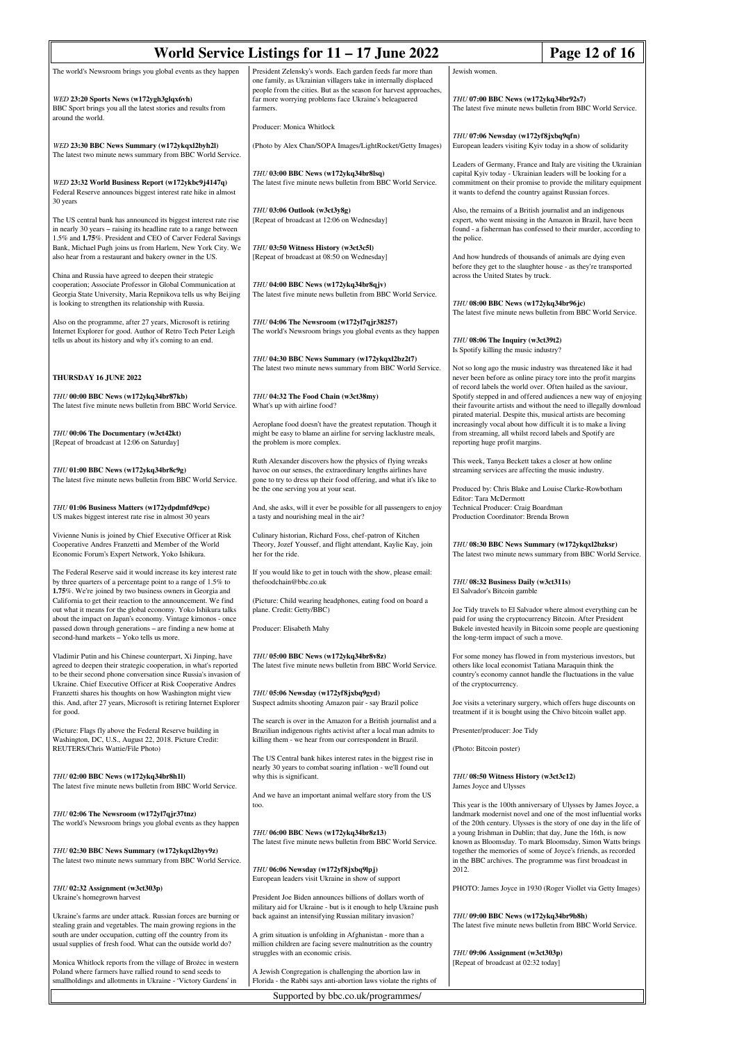The world's Newsroom brings you global events as they happen

*WED* **23:20 Sports News (w172ygh3glqx6vh)**
BBC Sport brings you all the latest stories and results from around the world.

*WED* **23:30 BBC News Summary (w172ykqxl2byh2l)**
The latest two minute news summary from BBC World Service.

*WED* **23:32 World Business Report (w172ykbc9j4147q)**
Federal Reserve announces biggest interest rate hike in almost 30 years

The US central bank has announced its biggest interest rate rise in nearly 30 years – raising its headline rate to a range between 1.5% and **1.75**%. President and CEO of Carver Federal Savings Bank, Michael Pugh joins us from Harlem, New York City. We also hear from a restaurant and bakery owner in the US.

China and Russia have agreed to deepen their strategic cooperation; Associate Professor in Global Communication at Georgia State University, Maria Repnikova tells us why Beijing is looking to strengthen its relationship with Russia.

Also on the programme, after 27 years, Microsoft is retiring Internet Explorer for good. Author of Retro Tech Peter Leigh tells us about its history and why it's coming to an end.

## THURSDAY 16 JUNE 2022

*THU* **00:00 BBC News (w172ykq34br87kb)**
The latest five minute news bulletin from BBC World Service.

*THU* **00:06 The Documentary (w3ct42kt)**
[Repeat of broadcast at 12:06 on Saturday]

*THU* **01:00 BBC News (w172ykq34br8c9g)**
The latest five minute news bulletin from BBC World Service.

*THU* **01:06 Business Matters (w172ydpdmfd9cpc)**
US makes biggest interest rate rise in almost 30 years

Vivienne Nunis is joined by Chief Executive Officer at Risk Cooperative Andres Franzetti and Member of the World Economic Forum's Expert Network, Yoko Ishikura.

The Federal Reserve said it would increase its key interest rate by three quarters of a percentage point to a range of 1.5% to **1.75**%. We're joined by two business owners in Georgia and California to get their reaction to the announcement. We find out what it means for the global economy. Yoko Ishikura talks about the impact on Japan's economy. Vintage kimonos - once passed down through generations – are finding a new home at second-hand markets – Yoko tells us more.

Vladimir Putin and his Chinese counterpart, Xi Jinping, have agreed to deepen their strategic cooperation, in what's reported to be their second phone conversation since Russia's invasion of Ukraine. Chief Executive Officer at Risk Cooperative Andres Franzetti shares his thoughts on how Washington might view this. And, after 27 years, Microsoft is retiring Internet Explorer for good.

(Picture: Flags fly above the Federal Reserve building in Washington, DC, U.S., August 22, 2018. Picture Credit: REUTERS/Chris Wattie/File Photo)

*THU* **02:00 BBC News (w172ykq34br8h1l)**
The latest five minute news bulletin from BBC World Service.

*THU* **02:06 The Newsroom (w172yl7qjr37tnz)**
The world's Newsroom brings you global events as they happen

*THU* **02:30 BBC News Summary (w172ykqxl2byv9z)**
The latest two minute news summary from BBC World Service.

*THU* **02:32 Assignment (w3ct303p)**
Ukraine's homegrown harvest

Ukraine's farms are under attack. Russian forces are burning or stealing grain and vegetables. The main growing regions in the south are under occupation, cutting off the country from its usual supplies of fresh food. What can the outside world do?

Monica Whitlock reports from the village of Brożec in western Poland where farmers have rallied round to send seeds to smallholdings and allotments in Ukraine - 'Victory Gardens' in President Zelensky's words. Each garden feeds far more than one family, as Ukrainian villagers take in internally displaced people from the cities. But as the season for harvest approaches, far more worrying problems face Ukraine's beleaguered farmers.

Producer: Monica Whitlock

(Photo by Alex Chan/SOPA Images/LightRocket/Getty Images)

*THU* **03:00 BBC News (w172ykq34br8lsq)**
The latest five minute news bulletin from BBC World Service.

*THU* **03:06 Outlook (w3ct3y8g)**
[Repeat of broadcast at 12:06 on Wednesday]

*THU* **03:50 Witness History (w3ct3c5l)**
[Repeat of broadcast at 08:50 on Wednesday]

*THU* **04:00 BBC News (w172ykq34br8qjv)**
The latest five minute news bulletin from BBC World Service.

*THU* **04:06 The Newsroom (w172yl7qjr38257)**
The world's Newsroom brings you global events as they happen

*THU* **04:30 BBC News Summary (w172ykqxl2bz2t7)**
The latest two minute news summary from BBC World Service.

*THU* **04:32 The Food Chain (w3ct38my)**
What's up with airline food?

Aeroplane food doesn't have the greatest reputation. Though it might be easy to blame an airline for serving lacklustre meals, the problem is more complex.

Ruth Alexander discovers how the physics of flying wreaks havoc on our senses, the extraordinary lengths airlines have gone to try to dress up their food offering, and what it's like to be the one serving you at your seat.

And, she asks, will it ever be possible for all passengers to enjoy a tasty and nourishing meal in the air?

Culinary historian, Richard Foss, chef-patron of Kitchen Theory, Jozef Youssef, and flight attendant, Kaylie Kay, join her for the ride.

If you would like to get in touch with the show, please email: thefoodchain@bbc.co.uk

(Picture: Child wearing headphones, eating food on board a plane. Credit: Getty/BBC)

Producer: Elisabeth Mahy

*THU* **05:00 BBC News (w172ykq34br8v8z)**
The latest five minute news bulletin from BBC World Service.

*THU* **05:06 Newsday (w172yf8jxbq9gyd)**
Suspect admits shooting Amazon pair - say Brazil police

The search is over in the Amazon for a British journalist and a Brazilian indigenous rights activist after a local man admits to killing them - we hear from our correspondent in Brazil.

The US Central bank hikes interest rates in the biggest rise in nearly 30 years to combat soaring inflation - we'll found out why this is significant.

And we have an important animal welfare story from the US too.

*THU* **06:00 BBC News (w172ykq34br8z13)**
The latest five minute news bulletin from BBC World Service.

*THU* **06:06 Newsday (w172yf8jxbq9lpj)**
European leaders visit Ukraine in show of support

President Joe Biden announces billions of dollars worth of military aid for Ukraine - but is it enough to help Ukraine push back against an intensifying Russian military invasion?

A grim situation is unfolding in Afghanistan - more than a million children are facing severe malnutrition as the country struggles with an economic crisis.

A Jewish Congregation is challenging the abortion law in Florida - the Rabbi says anti-abortion laws violate the rights of Jewish women.

*THU* **07:00 BBC News (w172ykq34br92s7)**
The latest five minute news bulletin from BBC World Service.

*THU* **07:06 Newsday (w172yf8jxbq9qfn)**
European leaders visiting Kyiv today in a show of solidarity

Leaders of Germany, France and Italy are visiting the Ukrainian capital Kyiv today - Ukrainian leaders will be looking for a commitment on their promise to provide the military equipment it wants to defend the country against Russian forces.

Also, the remains of a British journalist and an indigenous expert, who went missing in the Amazon in Brazil, have been found - a fisherman has confessed to their murder, according to the police.

And how hundreds of thousands of animals are dying even before they get to the slaughter house - as they're transported across the United States by truck.

*THU* **08:00 BBC News (w172ykq34br96jc)**
The latest five minute news bulletin from BBC World Service.

*THU* **08:06 The Inquiry (w3ct39t2)**
Is Spotify killing the music industry?

Not so long ago the music industry was threatened like it had never been before as online piracy tore into the profit margins of record labels the world over. Often hailed as the saviour, Spotify stepped in and offered audiences a new way of enjoying their favourite artists and without the need to illegally download pirated material. Despite this, musical artists are becoming increasingly vocal about how difficult it is to make a living from streaming, all whilst record labels and Spotify are reporting huge profit margins.

This week, Tanya Beckett takes a closer at how online streaming services are affecting the music industry.

Produced by: Chris Blake and Louise Clarke-Rowbotham
Editor: Tara McDermott
Technical Producer: Craig Boardman
Production Coordinator: Brenda Brown

*THU* **08:30 BBC News Summary (w172ykqxl2bzksr)**
The latest two minute news summary from BBC World Service.

*THU* **08:32 Business Daily (w3ct311s)**
El Salvador's Bitcoin gamble

Joe Tidy travels to El Salvador where almost everything can be paid for using the cryptocurrency Bitcoin. After President Bukele invested heavily in Bitcoin some people are questioning the long-term impact of such a move.

For some money has flowed in from mysterious investors, but others like local economist Tatiana Maraquin think the country's economy cannot handle the fluctuations in the value of the cryptocurrency.

Joe visits a veterinary surgery, which offers huge discounts on treatment if it is bought using the Chivo bitcoin wallet app.

Presenter/producer: Joe Tidy

(Photo: Bitcoin poster)

*THU* **08:50 Witness History (w3ct3c12)**
James Joyce and Ulysses

This year is the 100th anniversary of Ulysses by James Joyce, a landmark modernist novel and one of the most influential works of the 20th century. Ulysses is the story of one day in the life of a young Irishman in Dublin; that day, June the 16th, is now known as Bloomsday. To mark Bloomsday, Simon Watts brings together the memories of some of Joyce's friends, as recorded in the BBC archives. The programme was first broadcast in 2012.

PHOTO: James Joyce in 1930 (Roger Viollet via Getty Images)

*THU* **09:00 BBC News (w172ykq34br9b8h)**
The latest five minute news bulletin from BBC World Service.

*THU* **09:06 Assignment (w3ct303p)**
[Repeat of broadcast at 02:32 today]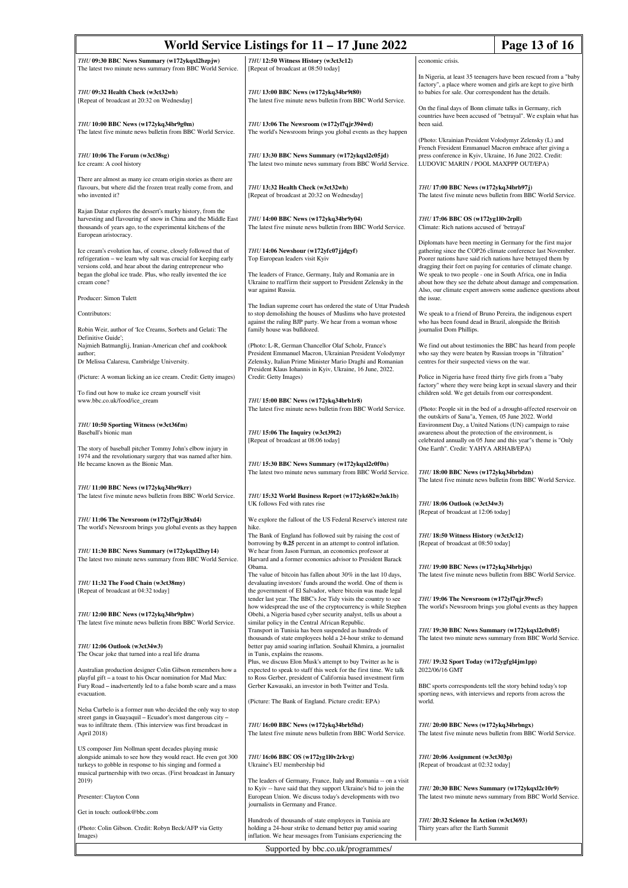*THU* **09:30 BBC News Summary (w172ykqxl2bzpjw)**
The latest two minute news summary from BBC World Service.

*THU* **09:32 Health Check (w3ct32wh)**
[Repeat of broadcast at 20:32 on Wednesday]

*THU* **10:00 BBC News (w172ykq34br9g0m)**
The latest five minute news bulletin from BBC World Service.

*THU* **10:06 The Forum (w3ct38sg)**
Ice cream: A cool history

There are almost as many ice cream origin stories as there are flavours, but where did the frozen treat really come from, and who invented it?

Rajan Datar explores the dessert's murky history, from the harvesting and flavouring of snow in China and the Middle East thousands of years ago, to the experimental kitchens of the European aristocracy.

Ice cream's evolution has, of course, closely followed that of refrigeration – we learn why salt was crucial for keeping early versions cold, and hear about the daring entrepreneur who began the global ice trade. Plus, who really invented the ice cream cone?

Producer: Simon Tulett

Contributors:

Robin Weir, author of 'Ice Creams, Sorbets and Gelati: The Definitive Guide';
Najmieh Batmanglij, Iranian-American chef and cookbook author;
Dr Melissa Calaresu, Cambridge University.

(Picture: A woman licking an ice cream. Credit: Getty images)

To find out how to make ice cream yourself visit www.bbc.co.uk/food/ice_cream

*THU* **10:50 Sporting Witness (w3ct36fm)**
Baseball's bionic man

The story of baseball pitcher Tommy John's elbow injury in 1974 and the revolutionary surgery that was named after him. He became known as the Bionic Man.

*THU* **11:00 BBC News (w172ykq34br9krr)**
The latest five minute news bulletin from BBC World Service.

*THU* **11:06 The Newsroom (w172yl7qjr38xd4)**
The world's Newsroom brings you global events as they happen

*THU* **11:30 BBC News Summary (w172ykqxl2bzy14)**
The latest two minute news summary from BBC World Service.

*THU* **11:32 The Food Chain (w3ct38my)**
[Repeat of broadcast at 04:32 today]

*THU* **12:00 BBC News (w172ykq34br9phw)**
The latest five minute news bulletin from BBC World Service.

*THU* **12:06 Outlook (w3ct34w3)**
The Oscar joke that turned into a real life drama

Australian production designer Colin Gibson remembers how a playful gift – a toast to his Oscar nomination for Mad Max: Fury Road – inadvertently led to a false bomb scare and a mass evacuation.

Nelsa Curbelo is a former nun who decided the only way to stop street gangs in Guayaquil – Ecuador's most dangerous city – was to infiltrate them. (This interview was first broadcast in April 2018)

US composer Jim Nollman spent decades playing music alongside animals to see how they would react. He even got 300 turkeys to gobble in response to his singing and formed a musical partnership with two orcas. (First broadcast in January 2019)

Presenter: Clayton Conn

Get in touch: outlook@bbc.com

(Photo: Colin Gibson. Credit: Robyn Beck/AFP via Getty Images)

*THU* **12:50 Witness History (w3ct3c12)**
[Repeat of broadcast at 08:50 today]

*THU* **13:00 BBC News (w172ykq34br9t80)**
The latest five minute news bulletin from BBC World Service.

*THU* **13:06 The Newsroom (w172yl7qjr394wd)**
The world's Newsroom brings you global events as they happen

*THU* **13:30 BBC News Summary (w172ykqxl2c05jd)**
The latest two minute news summary from BBC World Service.

*THU* **13:32 Health Check (w3ct32wh)**
[Repeat of broadcast at 20:32 on Wednesday]

*THU* **14:00 BBC News (w172ykq34br9y04)**
The latest five minute news bulletin from BBC World Service.

*THU* **14:06 Newshour (w172yfc07jjdgyf)**
Top European leaders visit Kyiv

The leaders of France, Germany, Italy and Romania are in Ukraine to reaffirm their support to President Zelensky in the war against Russia.

The Indian supreme court has ordered the state of Uttar Pradesh to stop demolishing the houses of Muslims who have protested against the ruling BJP party. We hear from a woman whose family house was bulldozed.

(Photo: L-R, German Chancellor Olaf Scholz, France's President Emmanuel Macron, Ukrainian President Volodymyr Zelensky, Italian Prime Minister Mario Draghi and Romanian President Klaus Iohannis in Kyiv, Ukraine, 16 June, 2022. Credit: Getty Images)

*THU* **15:00 BBC News (w172ykq34brb1r8)**
The latest five minute news bulletin from BBC World Service.

*THU* **15:06 The Inquiry (w3ct39t2)**
[Repeat of broadcast at 08:06 today]

*THU* **15:30 BBC News Summary (w172ykqxl2c0f0n)**
The latest two minute news summary from BBC World Service.

*THU* **15:32 World Business Report (w172yk682w3nk1b)**
UK follows Fed with rates rise

We explore the fallout of the US Federal Reserve's interest rate hike.
The Bank of England has followed suit by raising the cost of borrowing by **0.25** percent in an attempt to control inflation. We hear from Jason Furman, an economics professor at Harvard and a former economics advisor to President Barack Obama.
The value of bitcoin has fallen about 30% in the last 10 days, devaluating investors' funds around the world. One of them is the government of El Salvador, where bitcoin was made legal tender last year. The BBC's Joe Tidy visits the country to see how widespread the use of the cryptocurrency is while Stephen Obehi, a Nigeria based cyber security analyst, tells us about a similar policy in the Central African Republic.
Transport in Tunisia has been suspended as hundreds of thousands of state employees hold a 24-hour strike to demand better pay amid soaring inflation. Souhail Khmira, a journalist in Tunis, explains the reasons.
Plus, we discuss Elon Musk's attempt to buy Twitter as he is expected to speak to staff this week for the first time. We talk to Ross Gerber, president of California based investment firm Gerber Kawasaki, an investor in both Twitter and Tesla.

(Picture: The Bank of England. Picture credit: EPA)

*THU* **16:00 BBC News (w172ykq34brb5hd)**
The latest five minute news bulletin from BBC World Service.

*THU* **16:06 BBC OS (w172yg1l0v2rkvg)**
Ukraine's EU membership bid

The leaders of Germany, France, Italy and Romania -- on a visit to Kyiv -- have said that they support Ukraine's bid to join the European Union. We discuss today's developments with two journalists in Germany and France.

Hundreds of thousands of state employees in Tunisia are holding a 24-hour strike to demand better pay amid soaring inflation. We hear messages from Tunisians experiencing the economic crisis.

In Nigeria, at least 35 teenagers have been rescued from a "baby factory", a place where women and girls are kept to give birth to babies for sale. Our correspondent has the details.

On the final days of Bonn climate talks in Germany, rich countries have been accused of "betrayal". We explain what has been said.

(Photo: Ukrainian President Volodymyr Zelensky (L) and French President Emmanuel Macron embrace after giving a press conference in Kyiv, Ukraine, 16 June 2022. Credit: LUDOVIC MARIN / POOL MAXPPP OUT/EPA)

*THU* **17:00 BBC News (w172ykq34brb97j)**
The latest five minute news bulletin from BBC World Service.

*THU* **17:06 BBC OS (w172yg1l0v2rpll)**
Climate: Rich nations accused of 'betrayal'

Diplomats have been meeting in Germany for the first major gathering since the COP26 climate conference last November. Poorer nations have said rich nations have betrayed them by dragging their feet on paying for centuries of climate change. We speak to two people - one in South Africa, one in India about how they see the debate about damage and compensation. Also, our climate expert answers some audience questions about the issue.

We speak to a friend of Bruno Pereira, the indigenous expert who has been found dead in Brazil, alongside the British journalist Dom Phillips.

We find out about testimonies the BBC has heard from people who say they were beaten by Russian troops in "filtration" centres for their suspected views on the war.

Police in Nigeria have freed thirty five girls from a "baby factory" where they were being kept in sexual slavery and their children sold. We get details from our correspondent.

(Photo: People sit in the bed of a drought-affected reservoir on the outskirts of Sana"a, Yemen, 05 June 2022. World Environment Day, a United Nations (UN) campaign to raise awareness about the protection of the environment, is celebrated annually on 05 June and this year"s theme is "Only One Earth". Credit: YAHYA ARHAB/EPA)

*THU* **18:00 BBC News (w172ykq34brbdzn)**
The latest five minute news bulletin from BBC World Service.

*THU* **18:06 Outlook (w3ct34w3)**
[Repeat of broadcast at 12:06 today]

*THU* **18:50 Witness History (w3ct3c12)**
[Repeat of broadcast at 08:50 today]

*THU* **19:00 BBC News (w172ykq34brbjqs)**
The latest five minute news bulletin from BBC World Service.

*THU* **19:06 The Newsroom (w172yl7qjr39wc5)**
The world's Newsroom brings you global events as they happen

*THU* **19:30 BBC News Summary (w172ykqxl2c0x05)**
The latest two minute news summary from BBC World Service.

*THU* **19:32 Sport Today (w172ygfgl4jm1pp)**
2022/06/16 GMT

BBC sports correspondents tell the story behind today's top sporting news, with interviews and reports from across the world.

*THU* **20:00 BBC News (w172ykq34brbngx)**
The latest five minute news bulletin from BBC World Service.

*THU* **20:06 Assignment (w3ct303p)**
[Repeat of broadcast at 02:32 today]

*THU* **20:30 BBC News Summary (w172ykqxl2c10r9)**
The latest two minute news summary from BBC World Service.

*THU* **20:32 Science In Action (w3ct3693)**
Thirty years after the Earth Summit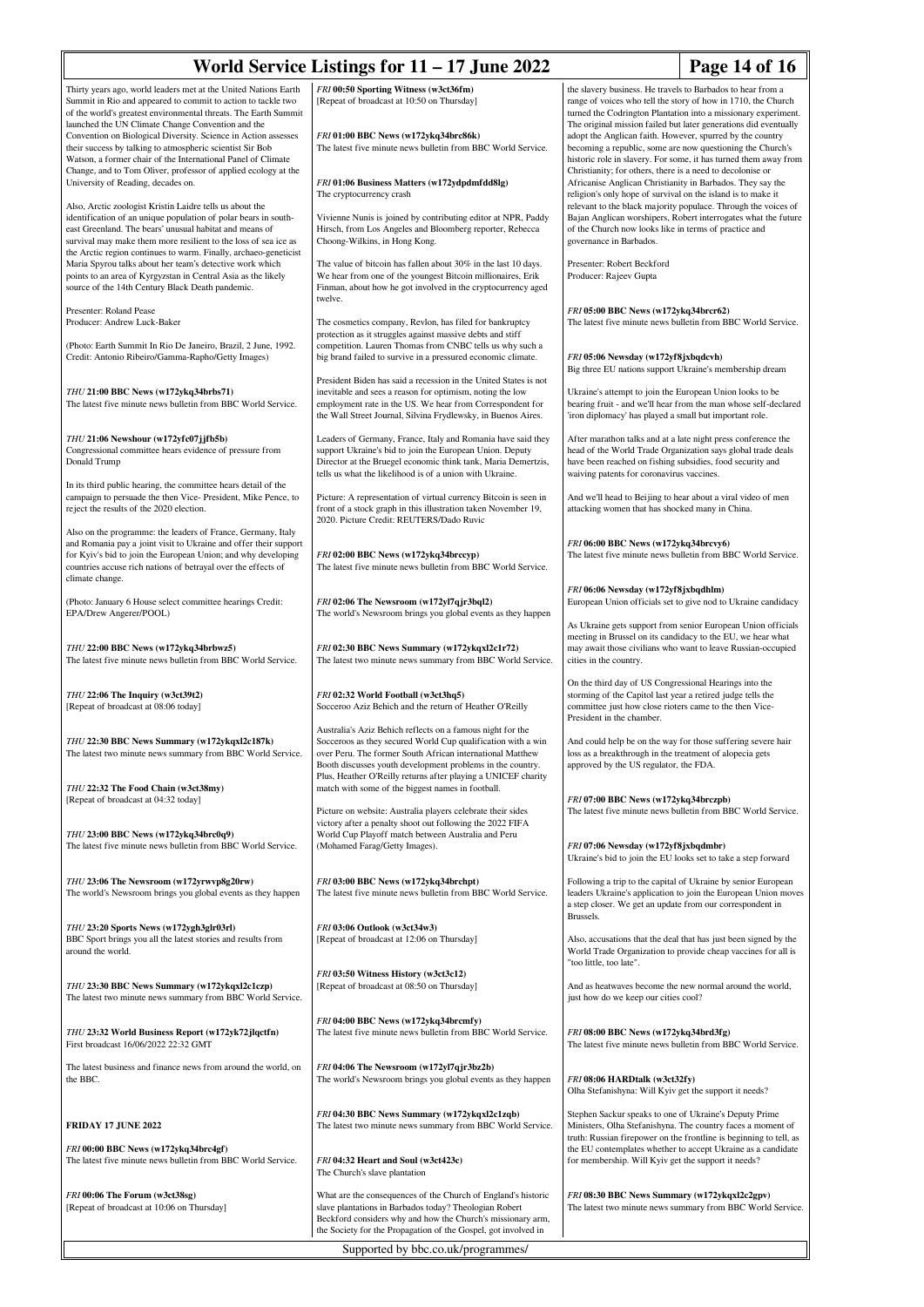Thirty years ago, world leaders met at the United Nations Earth Summit in Rio and appeared to commit to action to tackle two of the world's greatest environmental threats. The Earth Summit launched the UN Climate Change Convention and the Convention on Biological Diversity. Science in Action assesses their success by talking to atmospheric scientist Sir Bob Watson, a former chair of the International Panel of Climate Change, and to Tom Oliver, professor of applied ecology at the University of Reading, decades on.

Also, Arctic zoologist Kristin Laidre tells us about the identification of an unique population of polar bears in south-east Greenland. The bears' unusual habitat and means of survival may make them more resilient to the loss of sea ice as the Arctic region continues to warm. Finally, archaeo-geneticist Maria Spyrou talks about her team's detective work which points to an area of Kyrgyzstan in Central Asia as the likely source of the 14th Century Black Death pandemic.

Presenter: Roland Pease
Producer: Andrew Luck-Baker

(Photo: Earth Summit In Rio De Janeiro, Brazil, 2 June, 1992. Credit: Antonio Ribeiro/Gamma-Rapho/Getty Images)

***THU* 21:00 BBC News (w172ykq34brbs71)**
The latest five minute news bulletin from BBC World Service.

***THU* 21:06 Newshour (w172yfc07jjfb5b)**
Congressional committee hears evidence of pressure from Donald Trump

In its third public hearing, the committee hears detail of the campaign to persuade the then Vice- President, Mike Pence, to reject the results of the 2020 election.

Also on the programme: the leaders of France, Germany, Italy and Romania pay a joint visit to Ukraine and offer their support for Kyiv's bid to join the European Union; and why developing countries accuse rich nations of betrayal over the effects of climate change.

(Photo: January 6 House select committee hearings Credit: EPA/Drew Angerer/POOL)

***THU* 22:00 BBC News (w172ykq34brbwz5)**
The latest five minute news bulletin from BBC World Service.

***THU* 22:06 The Inquiry (w3ct39t2)**
[Repeat of broadcast at 08:06 today]

***THU* 22:30 BBC News Summary (w172ykqxl2c187k)**
The latest two minute news summary from BBC World Service.

***THU* 22:32 The Food Chain (w3ct38my)**
[Repeat of broadcast at 04:32 today]

***THU* 23:00 BBC News (w172ykq34brc0q9)**
The latest five minute news bulletin from BBC World Service.

***THU* 23:06 The Newsroom (w172yrwvp8g20rw)**
The world's Newsroom brings you global events as they happen

***THU* 23:20 Sports News (w172ygh3glr03rl)**
BBC Sport brings you all the latest stories and results from around the world.

***THU* 23:30 BBC News Summary (w172ykqxl2c1czp)**
The latest two minute news summary from BBC World Service.

***THU* 23:32 World Business Report (w172yk72jlqctfn)**
First broadcast 16/06/2022 22:32 GMT

The latest business and finance news from around the world, on the BBC.

**FRIDAY 17 JUNE 2022**

***FRI* 00:00 BBC News (w172ykq34brc4gf)**
The latest five minute news bulletin from BBC World Service.

***FRI* 00:06 The Forum (w3ct38sg)**
[Repeat of broadcast at 10:06 on Thursday]

***FRI* 00:50 Sporting Witness (w3ct36fm)**
[Repeat of broadcast at 10:50 on Thursday]

***FRI* 01:00 BBC News (w172ykq34brc86k)**
The latest five minute news bulletin from BBC World Service.

***FRI* 01:06 Business Matters (w172ydpmfdd8lg)**
The cryptocurrency crash

Vivienne Nunis is joined by contributing editor at NPR, Paddy Hirsch, from Los Angeles and Bloomberg reporter, Rebecca Choong-Wilkins, in Hong Kong.

The value of bitcoin has fallen about 30% in the last 10 days. We hear from one of the youngest Bitcoin millionaires, Erik Finman, about how he got involved in the cryptocurrency aged twelve.

The cosmetics company, Revlon, has filed for bankruptcy protection as it struggles against massive debts and stiff competition. Lauren Thomas from CNBC tells us why such a big brand failed to survive in a pressured economic climate.

President Biden has said a recession in the United States is not inevitable and sees a reason for optimism, noting the low employment rate in the US. We hear from Correspondent for the Wall Street Journal, Silvina Frydlewsky, in Buenos Aires.

Leaders of Germany, France, Italy and Romania have said they support Ukraine's bid to join the European Union. Deputy Director at the Bruegel economic think tank, Maria Demertzis, tells us what the likelihood is of a union with Ukraine.

Picture: A representation of virtual currency Bitcoin is seen in front of a stock graph in this illustration taken November 19, 2020. Picture Credit: REUTERS/Dado Ruvic

***FRI* 02:00 BBC News (w172ykq34brccyp)**
The latest five minute news bulletin from BBC World Service.

***FRI* 02:06 The Newsroom (w172yl7qjr3bql2)**
The world's Newsroom brings you global events as they happen

***FRI* 02:30 BBC News Summary (w172ykqxl2c1r72)**
The latest two minute news summary from BBC World Service.

***FRI* 02:32 World Football (w3ct3hq5)**
Socceroo Aziz Behich and the return of Heather O'Reilly

Australia's Aziz Behich reflects on a famous night for the Socceroos as they secured World Cup qualification with a win over Peru. The former South African international Matthew Booth discusses youth development problems in the country. Plus, Heather O'Reilly returns after playing a UNICEF charity match with some of the biggest names in football.

Picture on website: Australia players celebrate their sides victory after a penalty shoot out following the 2022 FIFA World Cup Playoff match between Australia and Peru (Mohamed Farag/Getty Images).

***FRI* 03:00 BBC News (w172ykq34brchpt)**
The latest five minute news bulletin from BBC World Service.

***FRI* 03:06 Outlook (w3ct34w3)**
[Repeat of broadcast at 12:06 on Thursday]

***FRI* 03:50 Witness History (w3ct3c12)**
[Repeat of broadcast at 08:50 on Thursday]

***FRI* 04:00 BBC News (w172ykq34brcmfy)**
The latest five minute news bulletin from BBC World Service.

***FRI* 04:06 The Newsroom (w172yl7qjr3bz2b)**
The world's Newsroom brings you global events as they happen

***FRI* 04:30 BBC News Summary (w172ykqxl2c1zqb)**
The latest two minute news summary from BBC World Service.

***FRI* 04:32 Heart and Soul (w3ct423c)**
The Church's slave plantation

What are the consequences of the Church of England's historic slave plantations in Barbados today? Theologian Robert Beckford considers why and how the Church's missionary arm, the Society for the Propagation of the Gospel, got involved in the slavery business. He travels to Barbados to hear from a range of voices who tell the story of how in 1710, the Church turned the Codrington Plantation into a missionary experiment. The original mission failed but later generations did eventually adopt the Anglican faith. However, spurred by the country becoming a republic, some are now questioning the Church's historic role in slavery. For some, it has turned them away from Christianity; for others, there is a need to decolonise or Africanise Anglican Christianity in Barbados. They say the religion's only hope of survival on the island is to make it relevant to the black majority populace. Through the voices of Bajan Anglican worshipers, Robert interrogates what the future of the Church now looks like in terms of practice and governance in Barbados.

Presenter: Robert Beckford
Producer: Rajeev Gupta

***FRI* 05:00 BBC News (w172ykq34brcr62)**
The latest five minute news bulletin from BBC World Service.

***FRI* 05:06 Newsday (w172yf8jxbqdcvh)**
Big three EU nations support Ukraine's membership dream

Ukraine's attempt to join the European Union looks to be bearing fruit - and we'll hear from the man whose self-declared 'iron diplomacy' has played a small but important role.

After marathon talks and at a late night press conference the head of the World Trade Organization says global trade deals have been reached on fishing subsidies, food security and waiving patents for coronavirus vaccines.

And we'll head to Beijing to hear about a viral video of men attacking women that has shocked many in China.

***FRI* 06:00 BBC News (w172ykq34brcvy6)**
The latest five minute news bulletin from BBC World Service.

***FRI* 06:06 Newsday (w172yf8jxbqdhlm)**
European Union officials set to give nod to Ukraine candidacy

As Ukraine gets support from senior European Union officials meeting in Brussel on its candidacy to the EU, we hear what may await those civilians who want to leave Russian-occupied cities in the country.

On the third day of US Congressional Hearings into the storming of the Capitol last year a retired judge tells the committee just how close rioters came to the then Vice-President in the chamber.

And could help be on the way for those suffering severe hair loss as a breakthrough in the treatment of alopecia gets approved by the US regulator, the FDA.

***FRI* 07:00 BBC News (w172ykq34brczpb)**
The latest five minute news bulletin from BBC World Service.

***FRI* 07:06 Newsday (w172yf8jxbqdmbr)**
Ukraine's bid to join the EU looks set to take a step forward

Following a trip to the capital of Ukraine by senior European leaders Ukraine's application to join the European Union moves a step closer. We get an update from our correspondent in Brussels.

Also, accusations that the deal that has just been signed by the World Trade Organization to provide cheap vaccines for all is "too little, too late".

And as heatwaves become the new normal around the world, just how do we keep our cities cool?

***FRI* 08:00 BBC News (w172ykq34brd3fg)**
The latest five minute news bulletin from BBC World Service.

***FRI* 08:06 HARDtalk (w3ct32fy)**
Olha Stefanishyna: Will Kyiv get the support it needs?

Stephen Sackur speaks to one of Ukraine's Deputy Prime Ministers, Olha Stefanishyna. The country faces a moment of truth: Russian firepower on the frontline is beginning to tell, as the EU contemplates whether to accept Ukraine as a candidate for membership. Will Kyiv get the support it needs?

***FRI* 08:30 BBC News Summary (w172ykqxl2c2gpv)**
The latest two minute news summary from BBC World Service.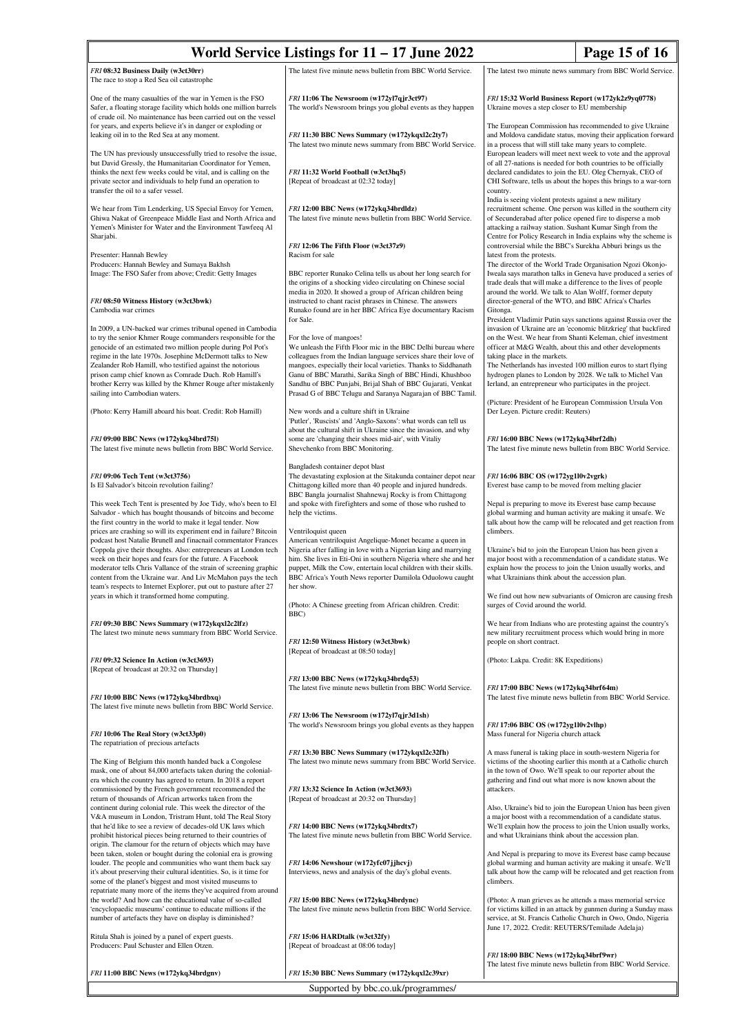### *FRI* 08:32 Business Daily (w3ct30rr)

The race to stop a Red Sea oil catastrophe

One of the many casualties of the war in Yemen is the FSO Safer, a floating storage facility which holds one million barrels of crude oil. No maintenance has been carried out on the vessel for years, and experts believe it's in danger or exploding or leaking oil in to the Red Sea at any moment.

The UN has previously unsuccessfully tried to resolve the issue, but David Gressly, the Humanitarian Coordinator for Yemen, thinks the next few weeks could be vital, and is calling on the private sector and individuals to help fund an operation to transfer the oil to a safer vessel.

We hear from Tim Lenderking, US Special Envoy for Yemen, Ghiwa Nakat of Greenpeace Middle East and North Africa and Yemen's Minister for Water and the Environment Tawfeeq Al Sharjabi.

Presenter: Hannah Bewley
Producers: Hannah Bewley and Sumaya Bakhsh
Image: The FSO Safer from above; Credit: Getty Images

### *FRI* 08:50 Witness History (w3ct3bwk)

Cambodia war crimes

In 2009, a UN-backed war crimes tribunal opened in Cambodia to try the senior Khmer Rouge commanders responsible for the genocide of an estimated two million people during Pol Pot's regime in the late 1970s. Josephine McDermott talks to New Zealander Rob Hamill, who testified against the notorious prison camp chief known as Comrade Duch. Rob Hamill's brother Kerry was killed by the Khmer Rouge after mistakenly sailing into Cambodian waters.

(Photo: Kerry Hamill aboard his boat. Credit: Rob Hamill)

### *FRI* 09:00 BBC News (w172ykq34brd75l)

The latest five minute news bulletin from BBC World Service.

### *FRI* 09:06 Tech Tent (w3ct3756)

Is El Salvador's bitcoin revolution failing?

This week Tech Tent is presented by Joe Tidy, who's been to El Salvador - which has bought thousands of bitcoins and become the first country in the world to make it legal tender. Now prices are crashing so will its experiment end in failure? Bitcoin podcast host Natalie Brunell and finacnail commentator Frances Coppola give their thoughts. Also: entrepreneurs at London tech week on their hopes and fears for the future. A Facebook moderator tells Chris Vallance of the strain of screening graphic content from the Ukraine war. And Liv McMahon pays the tech team's respects to Internet Explorer, put out to pasture after 27 years in which it transformed home computing.

### *FRI* 09:30 BBC News Summary (w172ykqxl2c2lfz)

The latest two minute news summary from BBC World Service.

### *FRI* 09:32 Science In Action (w3ct3693)

[Repeat of broadcast at 20:32 on Thursday]

### *FRI* 10:00 BBC News (w172ykq34brdbxq)

The latest five minute news bulletin from BBC World Service.

### *FRI* 10:06 The Real Story (w3ct33p0)

The repatriation of precious artefacts

The King of Belgium this month handed back a Congolese mask, one of about 84,000 artefacts taken during the colonial-era which the country has agreed to return. In 2018 a report commissioned by the French government recommended the return of thousands of African artworks taken from the continent during colonial rule. This week the director of the V&A museum in London, Tristram Hunt, told The Real Story that he'd like to see a review of decades-old UK laws which prohibit historical pieces being returned to their countries of origin. The clamour for the return of objects which may have been taken, stolen or bought during the colonial era is growing louder. The people and communities who want them back say it's about preserving their cultural identities. So, is it time for some of the planet's biggest and most visited museums to repatriate many more of the items they've acquired from around the world? And how can the educational value of so-called 'encyclopaedic museums' continue to educate millions if the number of artefacts they have on display is diminished?

Ritula Shah is joined by a panel of expert guests.
Producers: Paul Schuster and Ellen Otzen.

### *FRI* 11:00 BBC News (w172ykq34brdgnv)

The latest five minute news bulletin from BBC World Service.

### *FRI* 11:06 The Newsroom (w172yl7qjr3ct97)

The world's Newsroom brings you global events as they happen

### *FRI* 11:30 BBC News Summary (w172ykqxl2c2ty7)

The latest two minute news summary from BBC World Service.

### *FRI* 11:32 World Football (w3ct3hq5)

[Repeat of broadcast at 02:32 today]

### *FRI* 12:00 BBC News (w172ykq34brdldz)

The latest five minute news bulletin from BBC World Service.

### *FRI* 12:06 The Fifth Floor (w3ct37z9)

Racism for sale

BBC reporter Runako Celina tells us about her long search for the origins of a shocking video circulating on Chinese social media in 2020. It showed a group of African children being instructed to chant racist phrases in Chinese. The answers Runako found are in her BBC Africa Eye documentary Racism for Sale.

For the love of mangoes!
We unleash the Fifth Floor mic in the BBC Delhi bureau where colleagues from the Indian language services share their love of mangoes, especially their local varieties. Thanks to Siddhanath Ganu of BBC Marathi, Sarika Singh of BBC Hindi, Khushboo Sandhu of BBC Punjabi, Brijal Shah of BBC Gujarati, Venkat Prasad G of BBC Telugu and Saranya Nagarajan of BBC Tamil.

New words and a culture shift in Ukraine
'Putler', 'Ruscists' and 'Anglo-Saxons': what words can tell us about the cultural shift in Ukraine since the invasion, and why some are 'changing their shoes mid-air', with Vitaliy Shevchenko from BBC Monitoring.

Bangladesh container depot blast
The devastating explosion at the Sitakunda container depot near Chittagong killed more than 40 people and injured hundreds. BBC Bangla journalist Shahnewaj Rocky is from Chittagong and spoke with firefighters and some of those who rushed to help the victims.

Ventriloquist queen
American ventriloquist Angelique-Monet became a queen in Nigeria after falling in love with a Nigerian king and marrying him. She lives in Eti-Oni in southern Nigeria where she and her puppet, Milk the Cow, entertain local children with their skills. BBC Africa's Youth News reporter Damilola Oduolowu caught her show.

(Photo: A Chinese greeting from African children. Credit: BBC)

### *FRI* 12:50 Witness History (w3ct3bwk)

[Repeat of broadcast at 08:50 today]

### *FRI* 13:00 BBC News (w172ykq34brdq53)

The latest five minute news bulletin from BBC World Service.

### *FRI* 13:06 The Newsroom (w172yl7qjr3d1sh)

The world's Newsroom brings you global events as they happen

### *FRI* 13:30 BBC News Summary (w172ykqxl2c32fh)

The latest two minute news summary from BBC World Service.

### *FRI* 13:32 Science In Action (w3ct3693)

[Repeat of broadcast at 20:32 on Thursday]

### *FRI* 14:00 BBC News (w172ykq34brdtx7)

The latest five minute news bulletin from BBC World Service.

### *FRI* 14:06 Newshour (w172yfc07jjhcvj)

Interviews, news and analysis of the day's global events.

### *FRI* 15:00 BBC News (w172ykq34brdync)

The latest five minute news bulletin from BBC World Service.

### *FRI* 15:06 HARDtalk (w3ct32fy)

[Repeat of broadcast at 08:06 today]

### *FRI* 15:30 BBC News Summary (w172ykqxl2c39xr)

The latest two minute news summary from BBC World Service.

### *FRI* 15:32 World Business Report (w172yk2z9yq0778)

Ukraine moves a step closer to EU membership

The European Commission has recommended to give Ukraine and Moldova candidate status, moving their application forward in a process that will still take many years to complete. European leaders will meet next week to vote and the approval of all 27-nations is needed for both countries to be officially declared candidates to join the EU. Oleg Chernyak, CEO of CHI Software, tells us about the hopes this brings to a war-torn country.
India is seeing violent protests against a new military recruitment scheme. One person was killed in the southern city of Secunderabad after police opened fire to disperse a mob attacking a railway station. Sushant Kumar Singh from the Centre for Policy Research in India explains why the scheme is controversial while the BBC's Surekha Abburi brings us the latest from the protests.
The director of the World Trade Organisation Ngozi Okonjo-Iweala says marathon talks in Geneva have produced a series of trade deals that will make a difference to the lives of people around the world. We talk to Alan Wolff, former deputy director-general of the WTO, and BBC Africa's Charles Gitonga.
President Vladimir Putin says sanctions against Russia over the invasion of Ukraine are an 'economic blitzkrieg' that backfired on the West. We hear from Shanti Keleman, chief investment officer at M&G Wealth, about this and other developments taking place in the markets.
The Netherlands has invested 100 million euros to start flying hydrogen planes to London by 2028. We talk to Michel Van Ierland, an entrepreneur who participates in the project.

(Picture: President of he European Commission Ursula Von Der Leyen. Picture credit: Reuters)

### *FRI* 16:00 BBC News (w172ykq34brf2dh)

The latest five minute news bulletin from BBC World Service.

### *FRI* 16:06 BBC OS (w172yg1l0v2vgrk)

Everest base camp to be moved from melting glacier

Nepal is preparing to move its Everest base camp because global warming and human activity are making it unsafe. We talk about how the camp will be relocated and get reaction from climbers.

Ukraine's bid to join the European Union has been given a major boost with a recommendation of a candidate status. We explain how the process to join the Union usually works, and what Ukrainians think about the accession plan.

We find out how new subvariants of Omicron are causing fresh surges of Covid around the world.

We hear from Indians who are protesting against the country's new military recruitment process which would bring in more people on short contract.

(Photo: Lakpa. Credit: 8K Expeditions)

### *FRI* 17:00 BBC News (w172ykq34brf64m)

The latest five minute news bulletin from BBC World Service.

### *FRI* 17:06 BBC OS (w172yg1l0v2vlhp)

Mass funeral for Nigeria church attack

A mass funeral is taking place in south-western Nigeria for victims of the shooting earlier this month at a Catholic church in the town of Owo. We'll speak to our reporter about the gathering and find out what more is now known about the attackers.

Also, Ukraine's bid to join the European Union has been given a major boost with a recommendation of a candidate status. We'll explain how the process to join the Union usually works, and what Ukrainians think about the accession plan.

And Nepal is preparing to move its Everest base camp because global warming and human activity are making it unsafe. We'll talk about how the camp will be relocated and get reaction from climbers.

(Photo: A man grieves as he attends a mass memorial service for victims killed in an attack by gunmen during a Sunday mass service, at St. Francis Catholic Church in Owo, Ondo, Nigeria June 17, 2022. Credit: REUTERS/Temilade Adelaja)

### *FRI* 18:00 BBC News (w172ykq34brf9wr)

The latest five minute news bulletin from BBC World Service.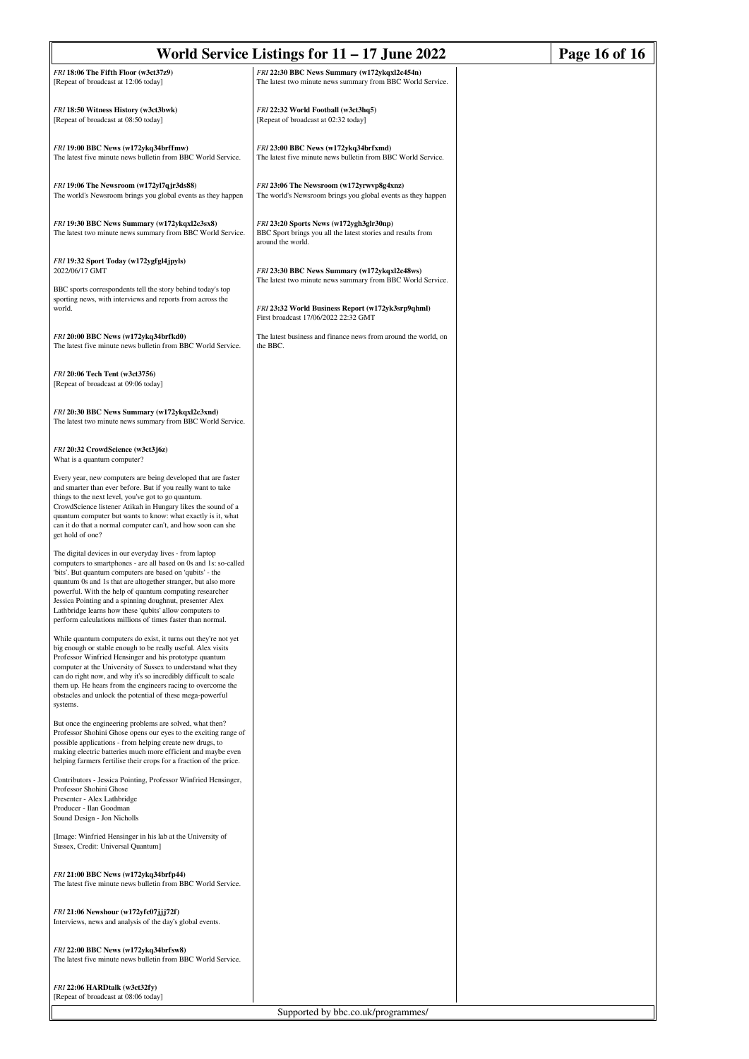*FRI* **18:06 The Fifth Floor (w3ct37z9)**
[Repeat of broadcast at 12:06 today]

*FRI* **18:50 Witness History (w3ct3bwk)**
[Repeat of broadcast at 08:50 today]

*FRI* **19:00 BBC News (w172ykq34brffmw)**
The latest five minute news bulletin from BBC World Service.

*FRI* **19:06 The Newsroom (w172yl7qjr3ds88)**
The world's Newsroom brings you global events as they happen

*FRI* **19:30 BBC News Summary (w172ykqxl2c3sx8)**
The latest two minute news summary from BBC World Service.

*FRI* **19:32 Sport Today (w172ygfgl4jpyls)**
2022/06/17 GMT

BBC sports correspondents tell the story behind today's top sporting news, with interviews and reports from across the world.

*FRI* **20:00 BBC News (w172ykq34brfkd0)**
The latest five minute news bulletin from BBC World Service.

*FRI* **20:06 Tech Tent (w3ct3756)**
[Repeat of broadcast at 09:06 today]

*FRI* **20:30 BBC News Summary (w172ykqxl2c3xnd)**
The latest two minute news summary from BBC World Service.

*FRI* **20:32 CrowdScience (w3ct3j6z)**
What is a quantum computer?

Every year, new computers are being developed that are faster and smarter than ever before. But if you really want to take things to the next level, you've got to go quantum. CrowdScience listener Atikah in Hungary likes the sound of a quantum computer but wants to know: what exactly is it, what can it do that a normal computer can't, and how soon can she get hold of one?

The digital devices in our everyday lives - from laptop computers to smartphones - are all based on 0s and 1s: so-called 'bits'. But quantum computers are based on 'qubits' - the quantum 0s and 1s that are altogether stranger, but also more powerful. With the help of quantum computing researcher Jessica Pointing and a spinning doughnut, presenter Alex Lathbridge learns how these 'qubits' allow computers to perform calculations millions of times faster than normal.

While quantum computers do exist, it turns out they're not yet big enough or stable enough to be really useful. Alex visits Professor Winfried Hensinger and his prototype quantum computer at the University of Sussex to understand what they can do right now, and why it's so incredibly difficult to scale them up. He hears from the engineers racing to overcome the obstacles and unlock the potential of these mega-powerful systems.

But once the engineering problems are solved, what then? Professor Shohini Ghose opens our eyes to the exciting range of possible applications - from helping create new drugs, to making electric batteries much more efficient and maybe even helping farmers fertilise their crops for a fraction of the price.

Contributors - Jessica Pointing, Professor Winfried Hensinger, Professor Shohini Ghose
Presenter - Alex Lathbridge
Producer - Ilan Goodman
Sound Design - Jon Nicholls

[Image: Winfried Hensinger in his lab at the University of Sussex, Credit: Universal Quantum]

*FRI* **21:00 BBC News (w172ykq34brfp44)**
The latest five minute news bulletin from BBC World Service.

*FRI* **21:06 Newshour (w172yfc07jjj72f)**
Interviews, news and analysis of the day's global events.

*FRI* **22:00 BBC News (w172ykq34brfsw8)**
The latest five minute news bulletin from BBC World Service.

*FRI* **22:06 HARDtalk (w3ct32fy)**
[Repeat of broadcast at 08:06 today]

*FRI* **22:30 BBC News Summary (w172ykqxl2c454n)**
The latest two minute news summary from BBC World Service.

*FRI* **22:32 World Football (w3ct3hq5)**
[Repeat of broadcast at 02:32 today]

*FRI* **23:00 BBC News (w172ykq34brfxmd)**
The latest five minute news bulletin from BBC World Service.

*FRI* **23:06 The Newsroom (w172yrwvp8g4xnz)**
The world's Newsroom brings you global events as they happen

*FRI* **23:20 Sports News (w172ygh3glr30np)**
BBC Sport brings you all the latest stories and results from around the world.

*FRI* **23:30 BBC News Summary (w172ykqxl2c48ws)**
The latest two minute news summary from BBC World Service.

*FRI* **23:32 World Business Report (w172yk3srp9qhml)**
First broadcast 17/06/2022 22:32 GMT

The latest business and finance news from around the world, on the BBC.

Supported by bbc.co.uk/programmes/